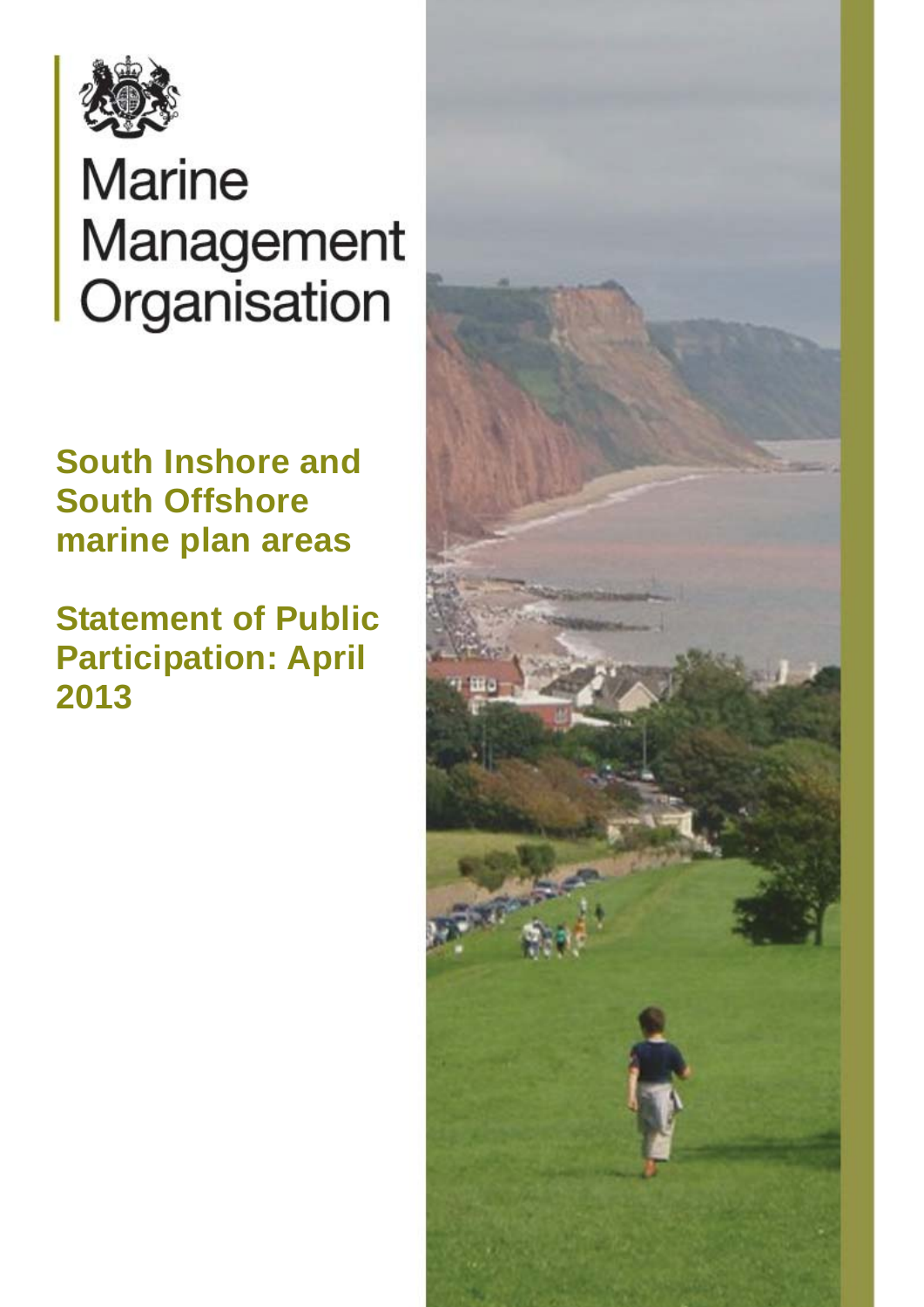Marine Management Organisation

# South Inshore and South Offshore marine plan areas

## Statement of Public Participation: April 2013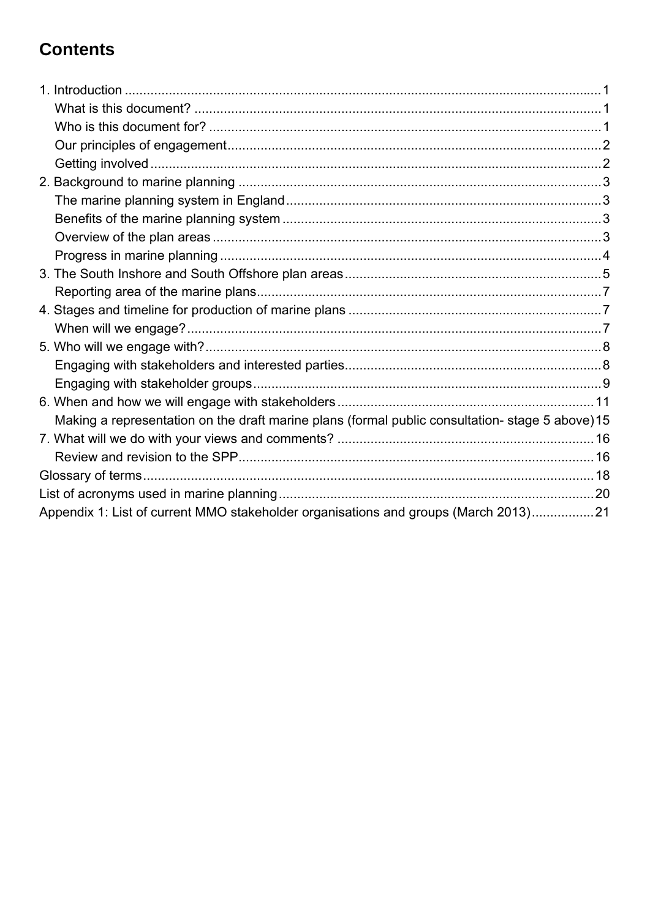## Contents

1. Introduction ..... 1
   - What is this document? ..... 1
   - Who is this document for? ..... 1
   - Our principles of engagement ..... 2
   - Getting involved ..... 2
2. Background to marine planning ..... 3
   - The marine planning system in England ..... 3
   - Benefits of the marine planning system ..... 3
   - Overview of the plan areas ..... 3
   - Progress in marine planning ..... 4
3. The South Inshore and South Offshore plan areas ..... 5
   - Reporting area of the marine plans ..... 7
4. Stages and timeline for production of marine plans ..... 7
   - When will we engage? ..... 7
5. Who will we engage with? ..... 8
   - Engaging with stakeholders and interested parties ..... 8
   - Engaging with stakeholder groups ..... 9
6. When and how we will engage with stakeholders ..... 11
   - Making a representation on the draft marine plans (formal public consultation- stage 5 above) ..... 15
7. What will we do with your views and comments? ..... 16
   - Review and revision to the SPP ..... 16

Glossary of terms ..... 18

List of acronyms used in marine planning ..... 20

Appendix 1: List of current MMO stakeholder organisations and groups (March 2013) ..... 21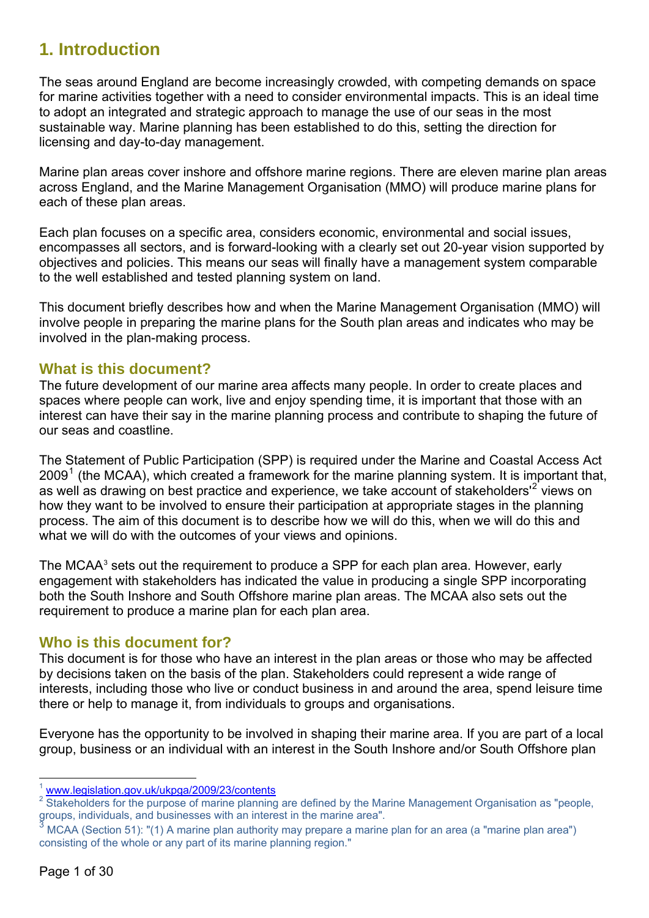# 1. Introduction

The seas around England are become increasingly crowded, with competing demands on space for marine activities together with a need to consider environmental impacts. This is an ideal time to adopt an integrated and strategic approach to manage the use of our seas in the most sustainable way. Marine planning has been established to do this, setting the direction for licensing and day-to-day management.

Marine plan areas cover inshore and offshore marine regions. There are eleven marine plan areas across England, and the Marine Management Organisation (MMO) will produce marine plans for each of these plan areas.

Each plan focuses on a specific area, considers economic, environmental and social issues, encompasses all sectors, and is forward-looking with a clearly set out 20-year vision supported by objectives and policies. This means our seas will finally have a management system comparable to the well established and tested planning system on land.

This document briefly describes how and when the Marine Management Organisation (MMO) will involve people in preparing the marine plans for the South plan areas and indicates who may be involved in the plan-making process.

## What is this document?

The future development of our marine area affects many people. In order to create places and spaces where people can work, live and enjoy spending time, it is important that those with an interest can have their say in the marine planning process and contribute to shaping the future of our seas and coastline.

The Statement of Public Participation (SPP) is required under the Marine and Coastal Access Act 2009[1] (the MCAA), which created a framework for the marine planning system. It is important that, as well as drawing on best practice and experience, we take account of stakeholders'[2] views on how they want to be involved to ensure their participation at appropriate stages in the planning process. The aim of this document is to describe how we will do this, when we will do this and what we will do with the outcomes of your views and opinions.

The MCAA[3] sets out the requirement to produce a SPP for each plan area. However, early engagement with stakeholders has indicated the value in producing a single SPP incorporating both the South Inshore and South Offshore marine plan areas. The MCAA also sets out the requirement to produce a marine plan for each plan area.

## Who is this document for?

This document is for those who have an interest in the plan areas or those who may be affected by decisions taken on the basis of the plan. Stakeholders could represent a wide range of interests, including those who live or conduct business in and around the area, spend leisure time there or help to manage it, from individuals to groups and organisations.

Everyone has the opportunity to be involved in shaping their marine area. If you are part of a local group, business or an individual with an interest in the South Inshore and/or South Offshore plan

---

[1] www.legislation.gov.uk/ukpga/2009/23/contents

[2] Stakeholders for the purpose of marine planning are defined by the Marine Management Organisation as "people, groups, individuals, and businesses with an interest in the marine area".

[3] MCAA (Section 51): "(1) A marine plan authority may prepare a marine plan for an area (a "marine plan area") consisting of the whole or any part of its marine planning region."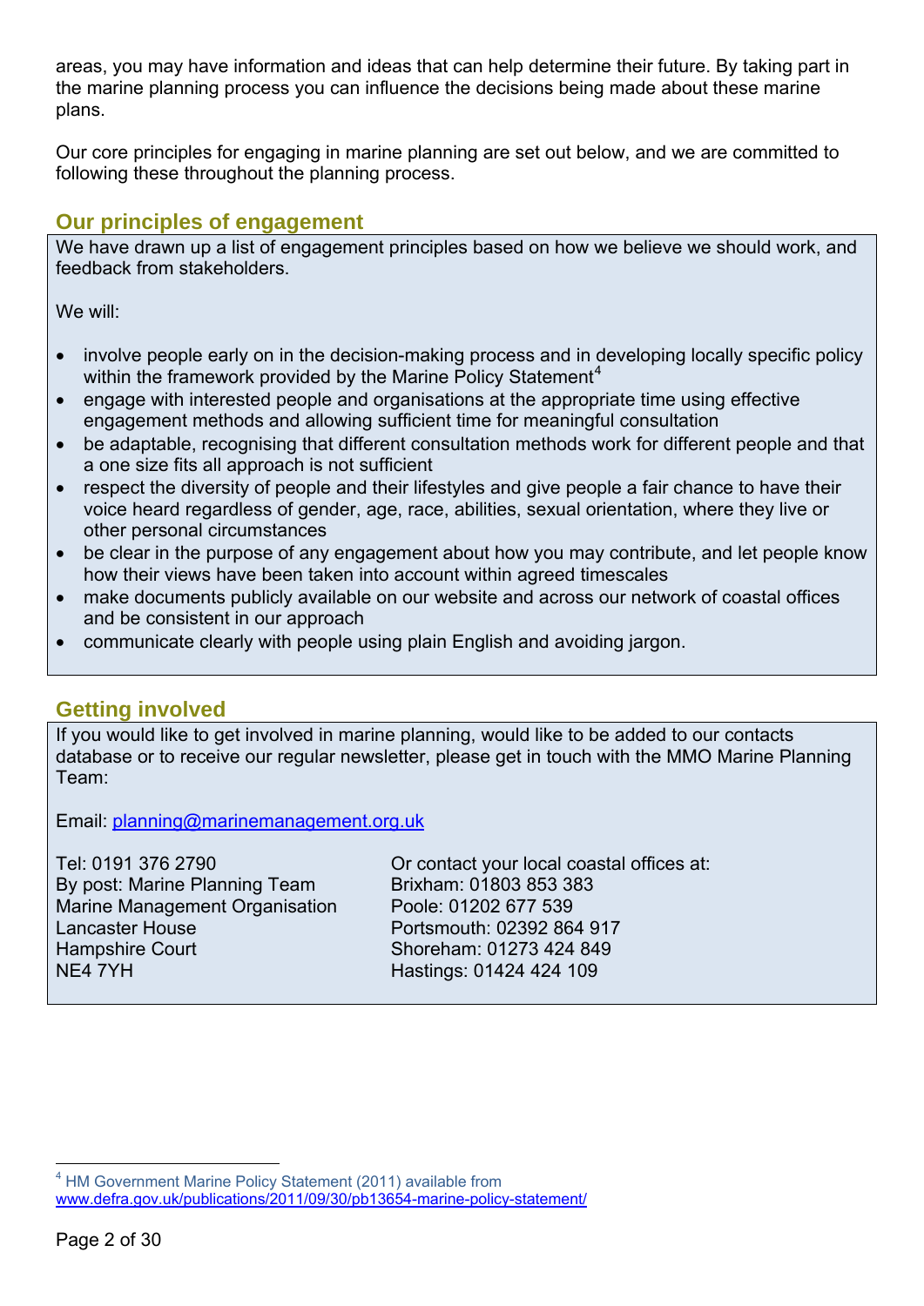areas, you may have information and ideas that can help determine their future. By taking part in the marine planning process you can influence the decisions being made about these marine plans.

Our core principles for engaging in marine planning are set out below, and we are committed to following these throughout the planning process.

## Our principles of engagement

We have drawn up a list of engagement principles based on how we believe we should work, and feedback from stakeholders.

We will:

- involve people early on in the decision-making process and in developing locally specific policy within the framework provided by the Marine Policy Statement[4]
- engage with interested people and organisations at the appropriate time using effective engagement methods and allowing sufficient time for meaningful consultation
- be adaptable, recognising that different consultation methods work for different people and that a one size fits all approach is not sufficient
- respect the diversity of people and their lifestyles and give people a fair chance to have their voice heard regardless of gender, age, race, abilities, sexual orientation, where they live or other personal circumstances
- be clear in the purpose of any engagement about how you may contribute, and let people know how their views have been taken into account within agreed timescales
- make documents publicly available on our website and across our network of coastal offices and be consistent in our approach
- communicate clearly with people using plain English and avoiding jargon.

## Getting involved

If you would like to get involved in marine planning, would like to be added to our contacts database or to receive our regular newsletter, please get in touch with the MMO Marine Planning Team:

Email: planning@marinemanagement.org.uk

Tel: 0191 376 2790
By post: Marine Planning Team
Marine Management Organisation
Lancaster House
Hampshire Court
NE4 7YH

Or contact your local coastal offices at:
Brixham: 01803 853 383
Poole: 01202 677 539
Portsmouth: 02392 864 917
Shoreham: 01273 424 849
Hastings: 01424 424 109

---

[4] HM Government Marine Policy Statement (2011) available from www.defra.gov.uk/publications/2011/09/30/pb13654-marine-policy-statement/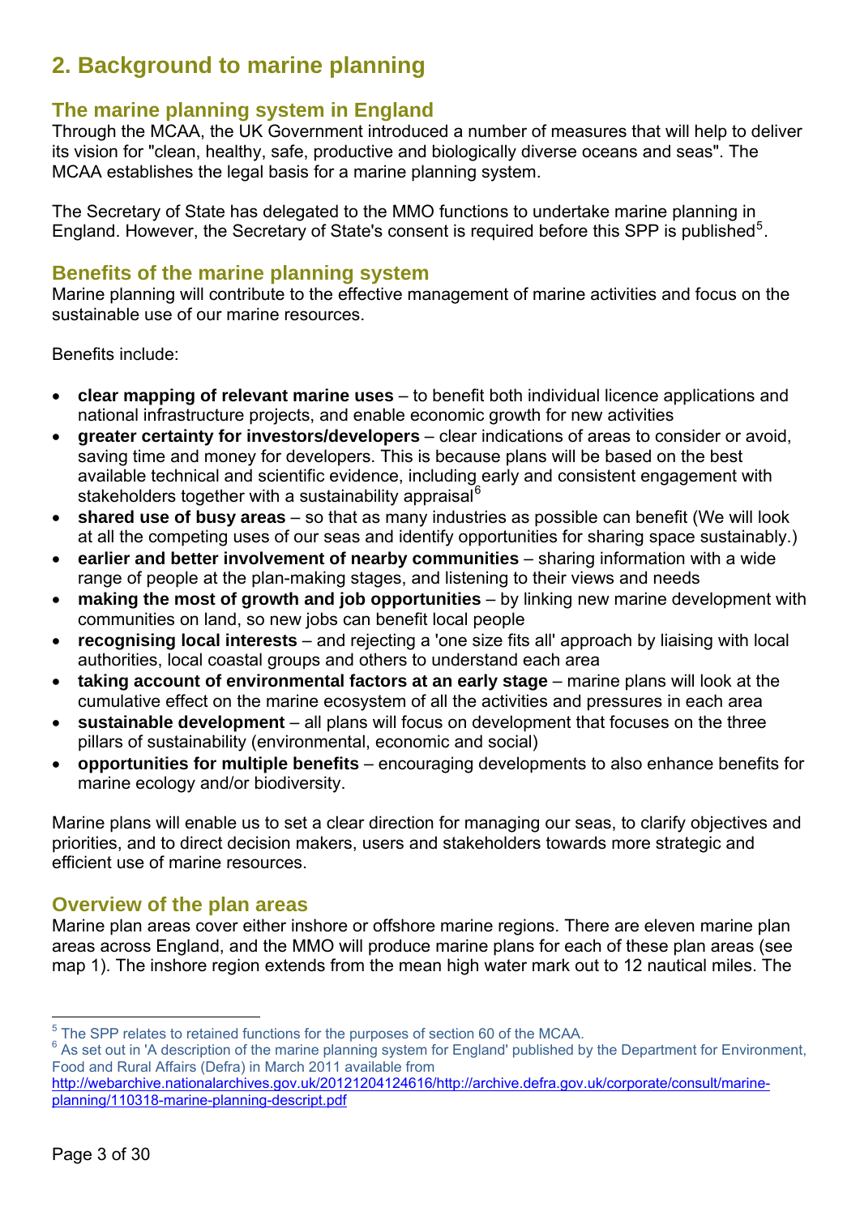## 2. Background to marine planning

### The marine planning system in England

Through the MCAA, the UK Government introduced a number of measures that will help to deliver its vision for "clean, healthy, safe, productive and biologically diverse oceans and seas". The MCAA establishes the legal basis for a marine planning system.

The Secretary of State has delegated to the MMO functions to undertake marine planning in England. However, the Secretary of State's consent is required before this SPP is published[5].

### Benefits of the marine planning system

Marine planning will contribute to the effective management of marine activities and focus on the sustainable use of our marine resources.

Benefits include:

- **clear mapping of relevant marine uses** – to benefit both individual licence applications and national infrastructure projects, and enable economic growth for new activities
- **greater certainty for investors/developers** – clear indications of areas to consider or avoid, saving time and money for developers. This is because plans will be based on the best available technical and scientific evidence, including early and consistent engagement with stakeholders together with a sustainability appraisal[6]
- **shared use of busy areas** – so that as many industries as possible can benefit (We will look at all the competing uses of our seas and identify opportunities for sharing space sustainably.)
- **earlier and better involvement of nearby communities** – sharing information with a wide range of people at the plan-making stages, and listening to their views and needs
- **making the most of growth and job opportunities** – by linking new marine development with communities on land, so new jobs can benefit local people
- **recognising local interests** – and rejecting a 'one size fits all' approach by liaising with local authorities, local coastal groups and others to understand each area
- **taking account of environmental factors at an early stage** – marine plans will look at the cumulative effect on the marine ecosystem of all the activities and pressures in each area
- **sustainable development** – all plans will focus on development that focuses on the three pillars of sustainability (environmental, economic and social)
- **opportunities for multiple benefits** – encouraging developments to also enhance benefits for marine ecology and/or biodiversity.

Marine plans will enable us to set a clear direction for managing our seas, to clarify objectives and priorities, and to direct decision makers, users and stakeholders towards more strategic and efficient use of marine resources.

### Overview of the plan areas

Marine plan areas cover either inshore or offshore marine regions. There are eleven marine plan areas across England, and the MMO will produce marine plans for each of these plan areas (see map 1). The inshore region extends from the mean high water mark out to 12 nautical miles. The

---

[5] The SPP relates to retained functions for the purposes of section 60 of the MCAA.

[6] As set out in 'A description of the marine planning system for England' published by the Department for Environment, Food and Rural Affairs (Defra) in March 2011 available from http://webarchive.nationalarchives.gov.uk/20121204124616/http://archive.defra.gov.uk/corporate/consult/marine-planning/110318-marine-planning-descript.pdf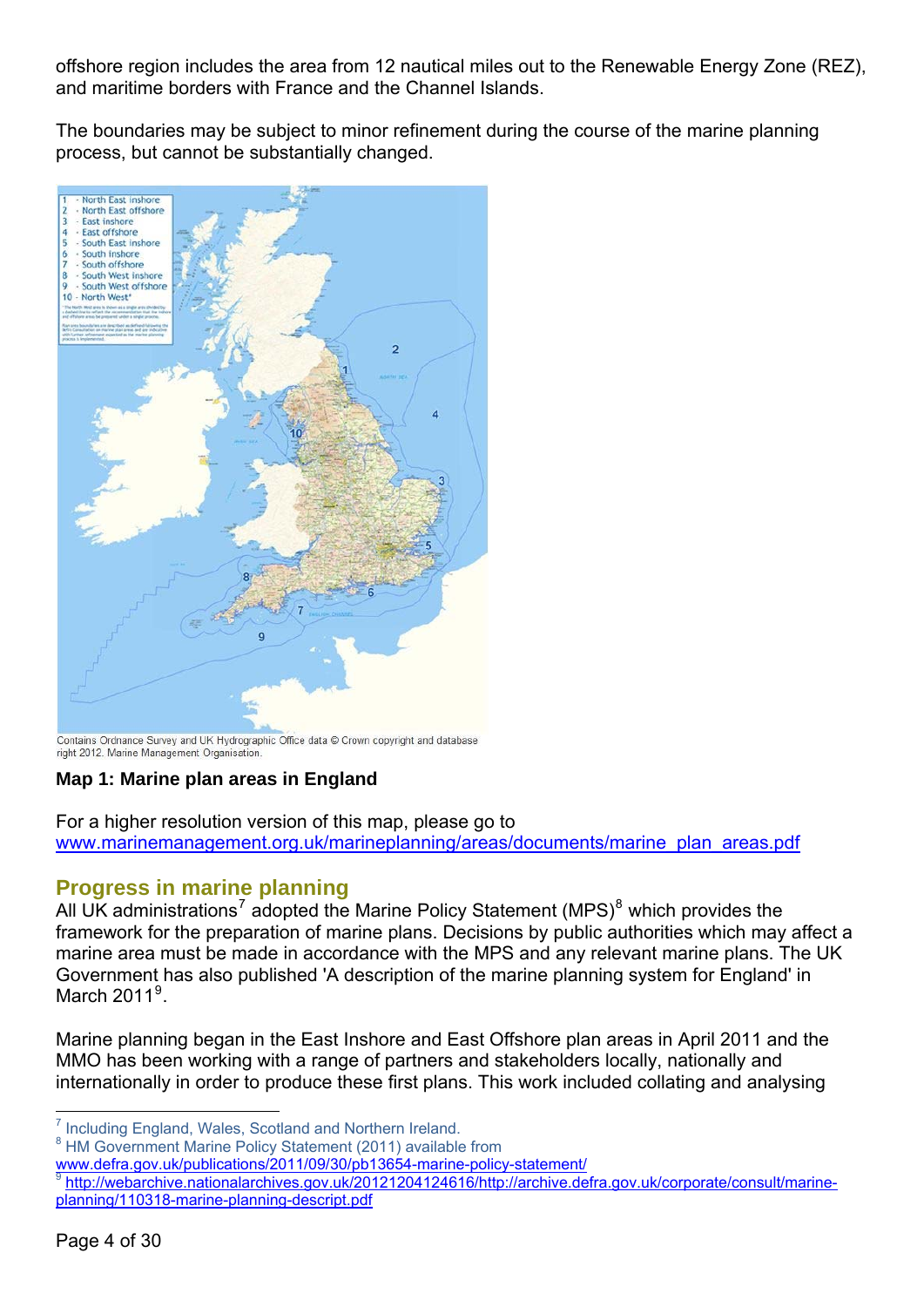offshore region includes the area from 12 nautical miles out to the Renewable Energy Zone (REZ), and maritime borders with France and the Channel Islands.

The boundaries may be subject to minor refinement during the course of the marine planning process, but cannot be substantially changed.

Contains Ordnance Survey and UK Hydrographic Office data © Crown copyright and database right 2012. Marine Management Organisation.

**Map 1: Marine plan areas in England**

For a higher resolution version of this map, please go to www.marinemanagement.org.uk/marineplanning/areas/documents/marine_plan_areas.pdf

## Progress in marine planning

All UK administrations[7] adopted the Marine Policy Statement (MPS)[8] which provides the framework for the preparation of marine plans. Decisions by public authorities which may affect a marine area must be made in accordance with the MPS and any relevant marine plans. The UK Government has also published 'A description of the marine planning system for England' in March 2011[9].

Marine planning began in the East Inshore and East Offshore plan areas in April 2011 and the MMO has been working with a range of partners and stakeholders locally, nationally and internationally in order to produce these first plans. This work included collating and analysing

---

[7] Including England, Wales, Scotland and Northern Ireland.

[8] HM Government Marine Policy Statement (2011) available from www.defra.gov.uk/publications/2011/09/30/pb13654-marine-policy-statement/

[9] http://webarchive.nationalarchives.gov.uk/20121204124616/http://archive.defra.gov.uk/corporate/consult/marine-planning/110318-marine-planning-descript.pdf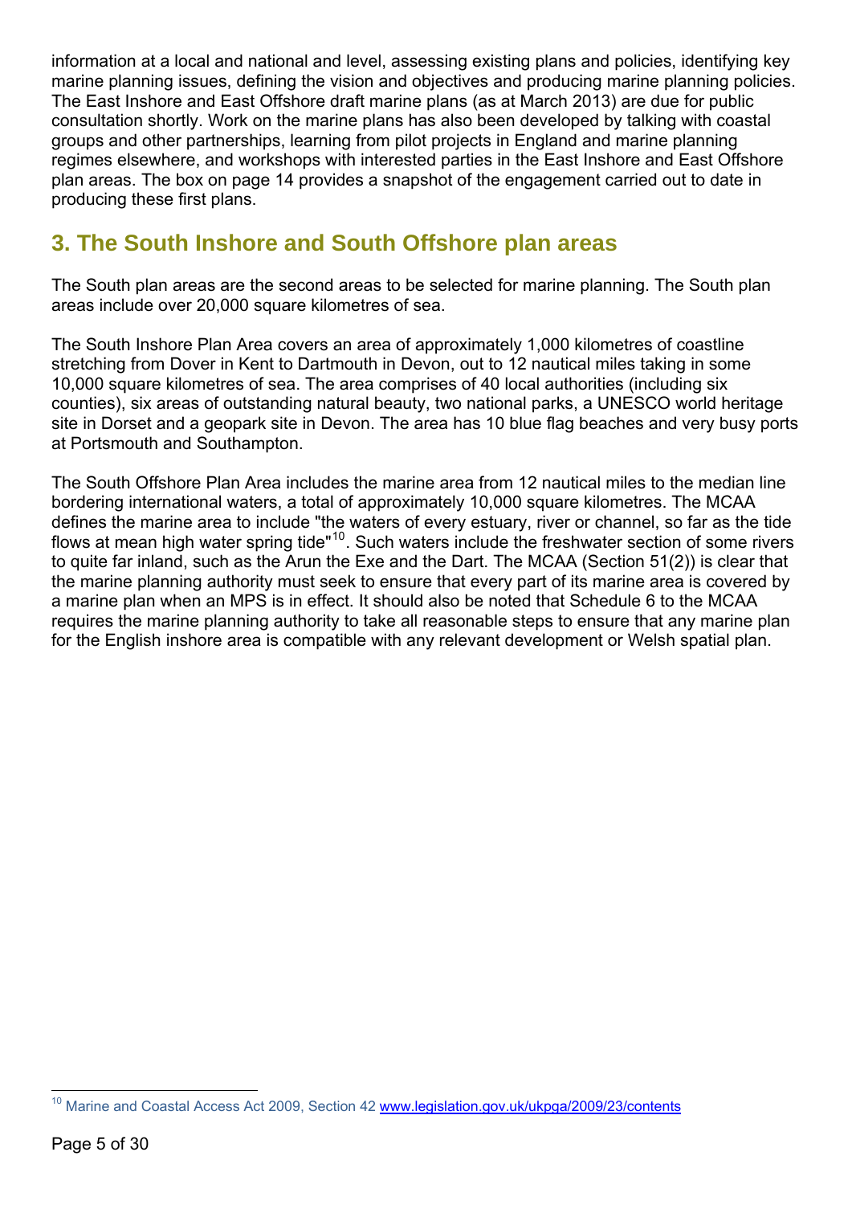information at a local and national and level, assessing existing plans and policies, identifying key marine planning issues, defining the vision and objectives and producing marine planning policies. The East Inshore and East Offshore draft marine plans (as at March 2013) are due for public consultation shortly. Work on the marine plans has also been developed by talking with coastal groups and other partnerships, learning from pilot projects in England and marine planning regimes elsewhere, and workshops with interested parties in the East Inshore and East Offshore plan areas. The box on page 14 provides a snapshot of the engagement carried out to date in producing these first plans.

## 3. The South Inshore and South Offshore plan areas

The South plan areas are the second areas to be selected for marine planning. The South plan areas include over 20,000 square kilometres of sea.

The South Inshore Plan Area covers an area of approximately 1,000 kilometres of coastline stretching from Dover in Kent to Dartmouth in Devon, out to 12 nautical miles taking in some 10,000 square kilometres of sea. The area comprises of 40 local authorities (including six counties), six areas of outstanding natural beauty, two national parks, a UNESCO world heritage site in Dorset and a geopark site in Devon. The area has 10 blue flag beaches and very busy ports at Portsmouth and Southampton.

The South Offshore Plan Area includes the marine area from 12 nautical miles to the median line bordering international waters, a total of approximately 10,000 square kilometres. The MCAA defines the marine area to include "the waters of every estuary, river or channel, so far as the tide flows at mean high water spring tide"[10]. Such waters include the freshwater section of some rivers to quite far inland, such as the Arun the Exe and the Dart. The MCAA (Section 51(2)) is clear that the marine planning authority must seek to ensure that every part of its marine area is covered by a marine plan when an MPS is in effect. It should also be noted that Schedule 6 to the MCAA requires the marine planning authority to take all reasonable steps to ensure that any marine plan for the English inshore area is compatible with any relevant development or Welsh spatial plan.

[10] Marine and Coastal Access Act 2009, Section 42 www.legislation.gov.uk/ukpga/2009/23/contents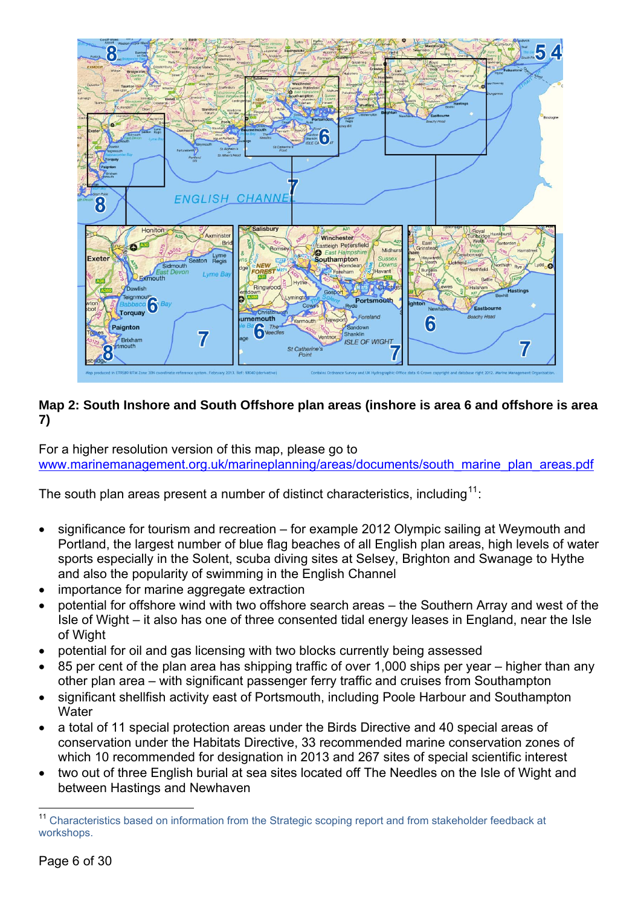**Map 2: South Inshore and South Offshore plan areas (inshore is area 6 and offshore is area 7)**

For a higher resolution version of this map, please go to www.marinemanagement.org.uk/marineplanning/areas/documents/south_marine_plan_areas.pdf

The south plan areas present a number of distinct characteristics, including[11]:

- significance for tourism and recreation – for example 2012 Olympic sailing at Weymouth and Portland, the largest number of blue flag beaches of all English plan areas, high levels of water sports especially in the Solent, scuba diving sites at Selsey, Brighton and Swanage to Hythe and also the popularity of swimming in the English Channel
- importance for marine aggregate extraction
- potential for offshore wind with two offshore search areas – the Southern Array and west of the Isle of Wight – it also has one of three consented tidal energy leases in England, near the Isle of Wight
- potential for oil and gas licensing with two blocks currently being assessed
- 85 per cent of the plan area has shipping traffic of over 1,000 ships per year – higher than any other plan area – with significant passenger ferry traffic and cruises from Southampton
- significant shellfish activity east of Portsmouth, including Poole Harbour and Southampton Water
- a total of 11 special protection areas under the Birds Directive and 40 special areas of conservation under the Habitats Directive, 33 recommended marine conservation zones of which 10 recommended for designation in 2013 and 267 sites of special scientific interest
- two out of three English burial at sea sites located off The Needles on the Isle of Wight and between Hastings and Newhaven

[11] Characteristics based on information from the Strategic scoping report and from stakeholder feedback at workshops.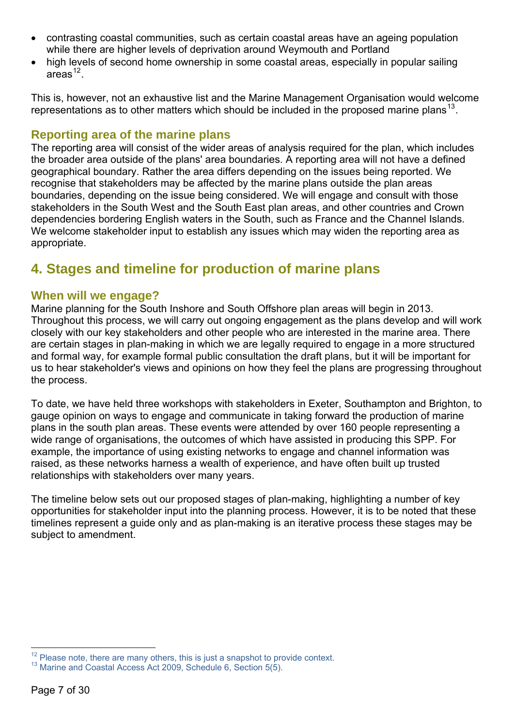- contrasting coastal communities, such as certain coastal areas have an ageing population while there are higher levels of deprivation around Weymouth and Portland
- high levels of second home ownership in some coastal areas, especially in popular sailing areas[12].

This is, however, not an exhaustive list and the Marine Management Organisation would welcome representations as to other matters which should be included in the proposed marine plans[13].

### Reporting area of the marine plans

The reporting area will consist of the wider areas of analysis required for the plan, which includes the broader area outside of the plans' area boundaries. A reporting area will not have a defined geographical boundary. Rather the area differs depending on the issues being reported. We recognise that stakeholders may be affected by the marine plans outside the plan areas boundaries, depending on the issue being considered. We will engage and consult with those stakeholders in the South West and the South East plan areas, and other countries and Crown dependencies bordering English waters in the South, such as France and the Channel Islands. We welcome stakeholder input to establish any issues which may widen the reporting area as appropriate.

## 4. Stages and timeline for production of marine plans

### When will we engage?

Marine planning for the South Inshore and South Offshore plan areas will begin in 2013. Throughout this process, we will carry out ongoing engagement as the plans develop and will work closely with our key stakeholders and other people who are interested in the marine area. There are certain stages in plan-making in which we are legally required to engage in a more structured and formal way, for example formal public consultation the draft plans, but it will be important for us to hear stakeholder's views and opinions on how they feel the plans are progressing throughout the process.

To date, we have held three workshops with stakeholders in Exeter, Southampton and Brighton, to gauge opinion on ways to engage and communicate in taking forward the production of marine plans in the south plan areas. These events were attended by over 160 people representing a wide range of organisations, the outcomes of which have assisted in producing this SPP. For example, the importance of using existing networks to engage and channel information was raised, as these networks harness a wealth of experience, and have often built up trusted relationships with stakeholders over many years.

The timeline below sets out our proposed stages of plan-making, highlighting a number of key opportunities for stakeholder input into the planning process. However, it is to be noted that these timelines represent a guide only and as plan-making is an iterative process these stages may be subject to amendment.

[12] Please note, there are many others, this is just a snapshot to provide context.
[13] Marine and Coastal Access Act 2009, Schedule 6, Section 5(5).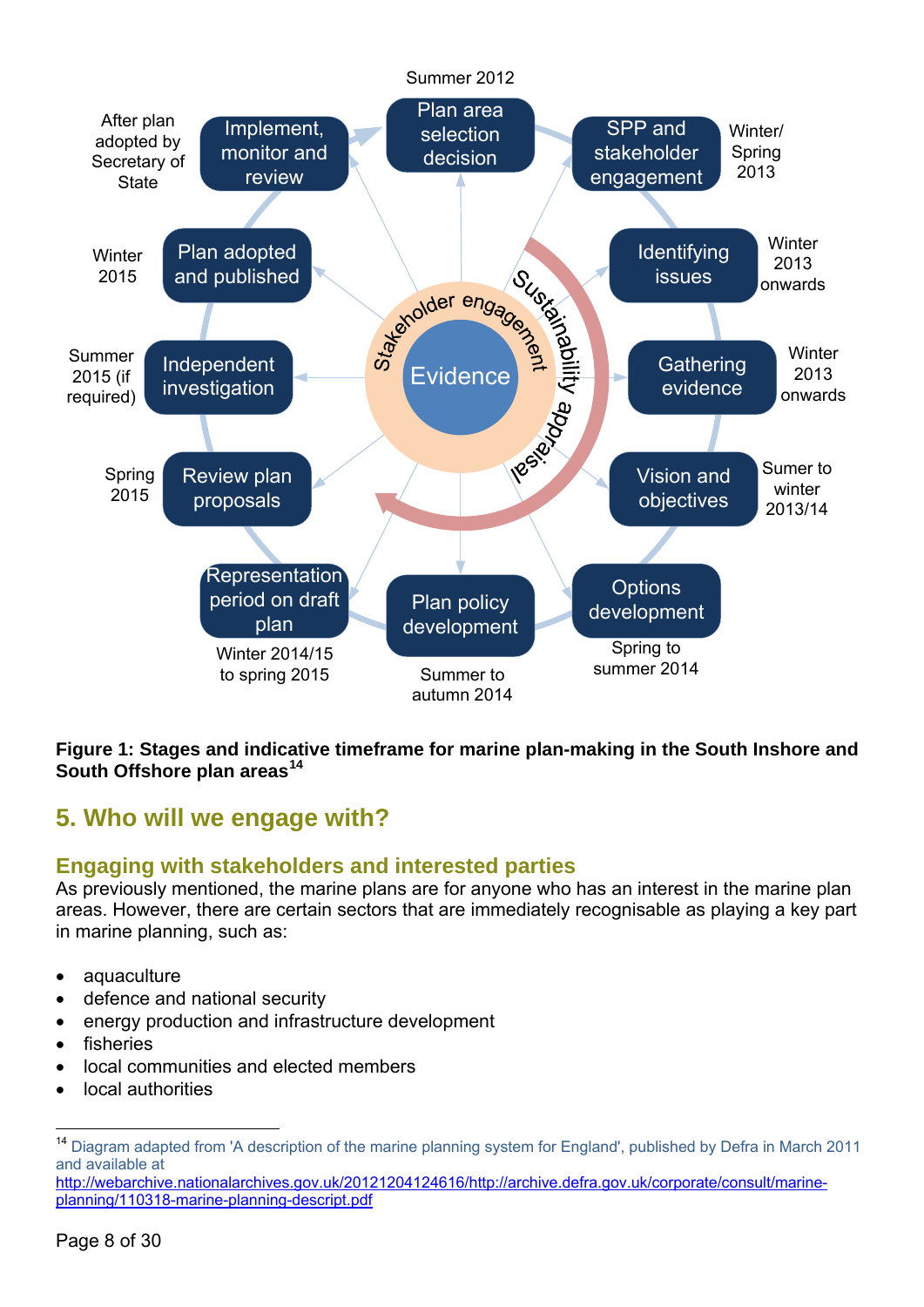**Figure 1: Stages and indicative timeframe for marine plan-making in the South Inshore and South Offshore plan areas**[14]

## 5. Who will we engage with?

### Engaging with stakeholders and interested parties

As previously mentioned, the marine plans are for anyone who has an interest in the marine plan areas. However, there are certain sectors that are immediately recognisable as playing a key part in marine planning, such as:

- aquaculture
- defence and national security
- energy production and infrastructure development
- fisheries
- local communities and elected members
- local authorities

---

[14] Diagram adapted from 'A description of the marine planning system for England', published by Defra in March 2011 and available at http://webarchive.nationalarchives.gov.uk/20121204124616/http://archive.defra.gov.uk/corporate/consult/marine-planning/110318-marine-planning-descript.pdf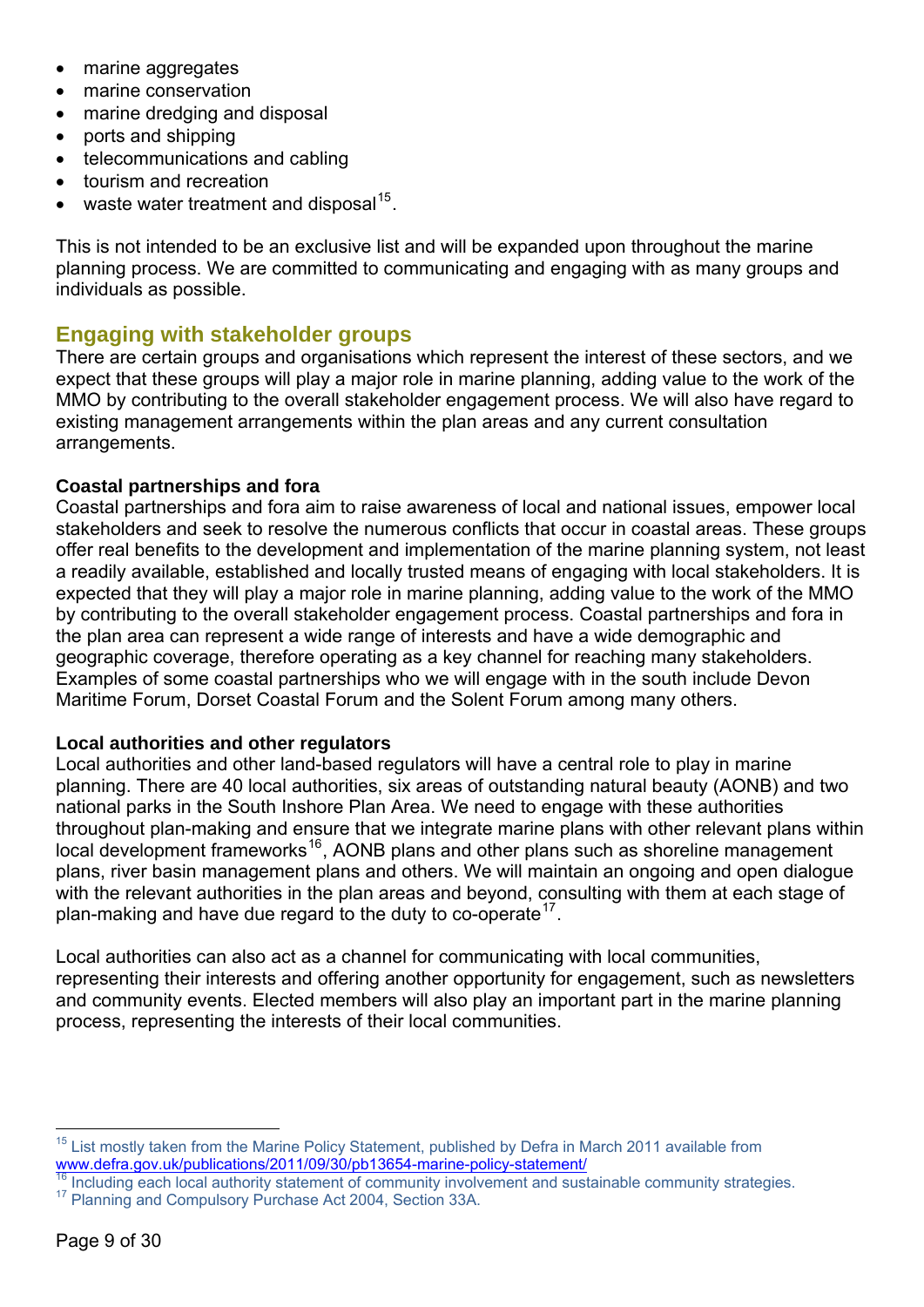- marine aggregates
- marine conservation
- marine dredging and disposal
- ports and shipping
- telecommunications and cabling
- tourism and recreation
- waste water treatment and disposal[15].

This is not intended to be an exclusive list and will be expanded upon throughout the marine planning process. We are committed to communicating and engaging with as many groups and individuals as possible.

## Engaging with stakeholder groups

There are certain groups and organisations which represent the interest of these sectors, and we expect that these groups will play a major role in marine planning, adding value to the work of the MMO by contributing to the overall stakeholder engagement process. We will also have regard to existing management arrangements within the plan areas and any current consultation arrangements.

### Coastal partnerships and fora

Coastal partnerships and fora aim to raise awareness of local and national issues, empower local stakeholders and seek to resolve the numerous conflicts that occur in coastal areas. These groups offer real benefits to the development and implementation of the marine planning system, not least a readily available, established and locally trusted means of engaging with local stakeholders. It is expected that they will play a major role in marine planning, adding value to the work of the MMO by contributing to the overall stakeholder engagement process. Coastal partnerships and fora in the plan area can represent a wide range of interests and have a wide demographic and geographic coverage, therefore operating as a key channel for reaching many stakeholders. Examples of some coastal partnerships who we will engage with in the south include Devon Maritime Forum, Dorset Coastal Forum and the Solent Forum among many others.

### Local authorities and other regulators

Local authorities and other land-based regulators will have a central role to play in marine planning. There are 40 local authorities, six areas of outstanding natural beauty (AONB) and two national parks in the South Inshore Plan Area. We need to engage with these authorities throughout plan-making and ensure that we integrate marine plans with other relevant plans within local development frameworks[16], AONB plans and other plans such as shoreline management plans, river basin management plans and others. We will maintain an ongoing and open dialogue with the relevant authorities in the plan areas and beyond, consulting with them at each stage of plan-making and have due regard to the duty to co-operate[17].

Local authorities can also act as a channel for communicating with local communities, representing their interests and offering another opportunity for engagement, such as newsletters and community events. Elected members will also play an important part in the marine planning process, representing the interests of their local communities.

---

[15] List mostly taken from the Marine Policy Statement, published by Defra in March 2011 available from www.defra.gov.uk/publications/2011/09/30/pb13654-marine-policy-statement/

[16] Including each local authority statement of community involvement and sustainable community strategies.

[17] Planning and Compulsory Purchase Act 2004, Section 33A.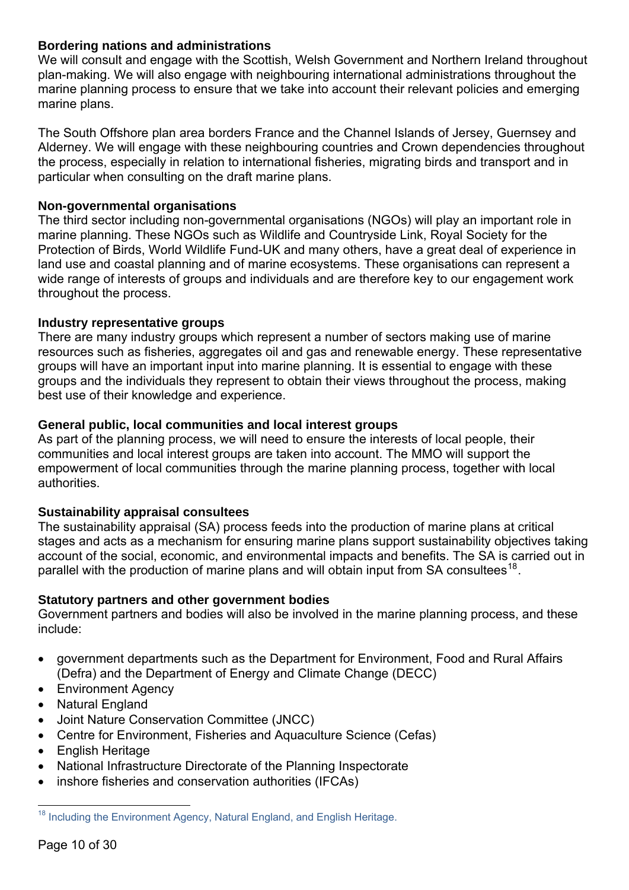**Bordering nations and administrations**

We will consult and engage with the Scottish, Welsh Government and Northern Ireland throughout plan-making. We will also engage with neighbouring international administrations throughout the marine planning process to ensure that we take into account their relevant policies and emerging marine plans.

The South Offshore plan area borders France and the Channel Islands of Jersey, Guernsey and Alderney. We will engage with these neighbouring countries and Crown dependencies throughout the process, especially in relation to international fisheries, migrating birds and transport and in particular when consulting on the draft marine plans.

**Non-governmental organisations**

The third sector including non-governmental organisations (NGOs) will play an important role in marine planning. These NGOs such as Wildlife and Countryside Link, Royal Society for the Protection of Birds, World Wildlife Fund-UK and many others, have a great deal of experience in land use and coastal planning and of marine ecosystems. These organisations can represent a wide range of interests of groups and individuals and are therefore key to our engagement work throughout the process.

**Industry representative groups**

There are many industry groups which represent a number of sectors making use of marine resources such as fisheries, aggregates oil and gas and renewable energy. These representative groups will have an important input into marine planning. It is essential to engage with these groups and the individuals they represent to obtain their views throughout the process, making best use of their knowledge and experience.

**General public, local communities and local interest groups**

As part of the planning process, we will need to ensure the interests of local people, their communities and local interest groups are taken into account. The MMO will support the empowerment of local communities through the marine planning process, together with local authorities.

**Sustainability appraisal consultees**

The sustainability appraisal (SA) process feeds into the production of marine plans at critical stages and acts as a mechanism for ensuring marine plans support sustainability objectives taking account of the social, economic, and environmental impacts and benefits. The SA is carried out in parallel with the production of marine plans and will obtain input from SA consultees[18].

**Statutory partners and other government bodies**

Government partners and bodies will also be involved in the marine planning process, and these include:

- government departments such as the Department for Environment, Food and Rural Affairs (Defra) and the Department of Energy and Climate Change (DECC)
- Environment Agency
- Natural England
- Joint Nature Conservation Committee (JNCC)
- Centre for Environment, Fisheries and Aquaculture Science (Cefas)
- English Heritage
- National Infrastructure Directorate of the Planning Inspectorate
- inshore fisheries and conservation authorities (IFCAs)

[18] Including the Environment Agency, Natural England, and English Heritage.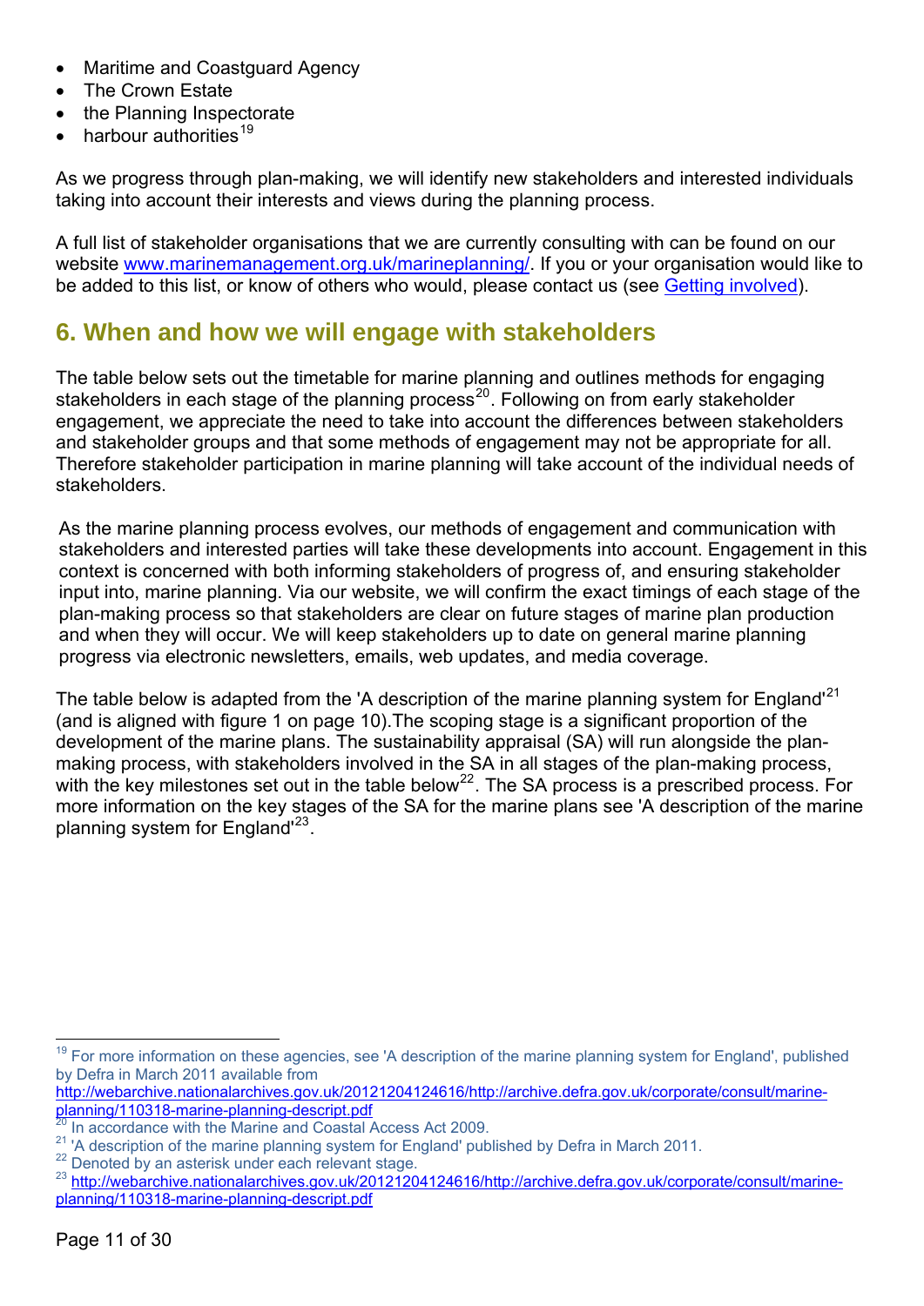- Maritime and Coastguard Agency
- The Crown Estate
- the Planning Inspectorate
- harbour authorities[19]

As we progress through plan-making, we will identify new stakeholders and interested individuals taking into account their interests and views during the planning process.

A full list of stakeholder organisations that we are currently consulting with can be found on our website www.marinemanagement.org.uk/marineplanning/. If you or your organisation would like to be added to this list, or know of others who would, please contact us (see Getting involved).

## 6. When and how we will engage with stakeholders

The table below sets out the timetable for marine planning and outlines methods for engaging stakeholders in each stage of the planning process[20]. Following on from early stakeholder engagement, we appreciate the need to take into account the differences between stakeholders and stakeholder groups and that some methods of engagement may not be appropriate for all. Therefore stakeholder participation in marine planning will take account of the individual needs of stakeholders.

As the marine planning process evolves, our methods of engagement and communication with stakeholders and interested parties will take these developments into account. Engagement in this context is concerned with both informing stakeholders of progress of, and ensuring stakeholder input into, marine planning. Via our website, we will confirm the exact timings of each stage of the plan-making process so that stakeholders are clear on future stages of marine plan production and when they will occur. We will keep stakeholders up to date on general marine planning progress via electronic newsletters, emails, web updates, and media coverage.

The table below is adapted from the 'A description of the marine planning system for England'[21] (and is aligned with figure 1 on page 10).The scoping stage is a significant proportion of the development of the marine plans. The sustainability appraisal (SA) will run alongside the plan-making process, with stakeholders involved in the SA in all stages of the plan-making process, with the key milestones set out in the table below[22]. The SA process is a prescribed process. For more information on the key stages of the SA for the marine plans see 'A description of the marine planning system for England'[23].

---

[19] For more information on these agencies, see 'A description of the marine planning system for England', published by Defra in March 2011 available from http://webarchive.nationalarchives.gov.uk/20121204124616/http://archive.defra.gov.uk/corporate/consult/marine-planning/110318-marine-planning-descript.pdf

[20] In accordance with the Marine and Coastal Access Act 2009.

[21] 'A description of the marine planning system for England' published by Defra in March 2011.

[22] Denoted by an asterisk under each relevant stage.

[23] http://webarchive.nationalarchives.gov.uk/20121204124616/http://archive.defra.gov.uk/corporate/consult/marine-planning/110318-marine-planning-descript.pdf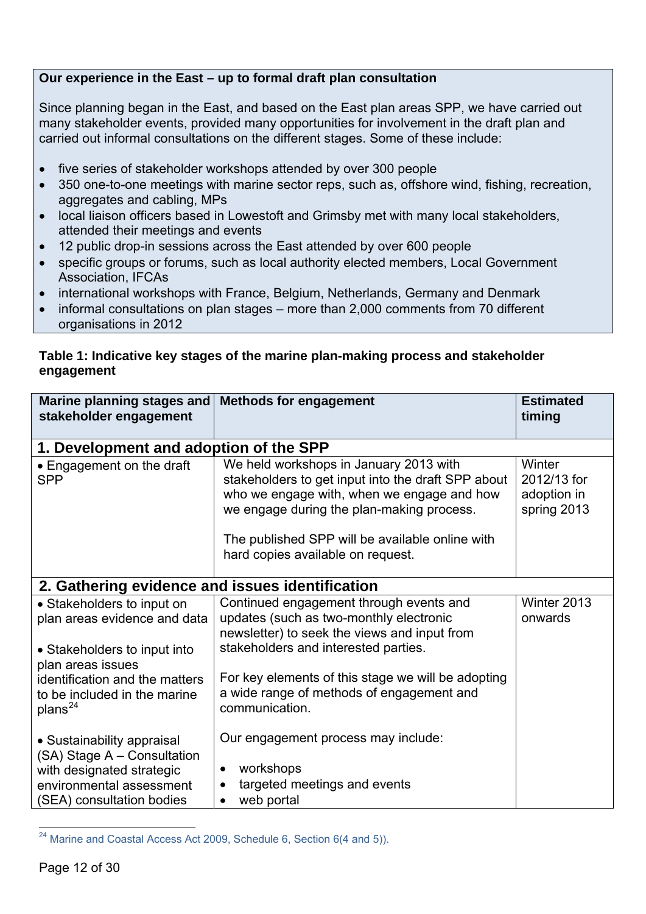**Our experience in the East – up to formal draft plan consultation**

Since planning began in the East, and based on the East plan areas SPP, we have carried out many stakeholder events, provided many opportunities for involvement in the draft plan and carried out informal consultations on the different stages. Some of these include:

- five series of stakeholder workshops attended by over 300 people
- 350 one-to-one meetings with marine sector reps, such as, offshore wind, fishing, recreation, aggregates and cabling, MPs
- local liaison officers based in Lowestoft and Grimsby met with many local stakeholders, attended their meetings and events
- 12 public drop-in sessions across the East attended by over 600 people
- specific groups or forums, such as local authority elected members, Local Government Association, IFCAs
- international workshops with France, Belgium, Netherlands, Germany and Denmark
- informal consultations on plan stages – more than 2,000 comments from 70 different organisations in 2012

**Table 1: Indicative key stages of the marine plan-making process and stakeholder engagement**

| Marine planning stages and stakeholder engagement | Methods for engagement | Estimated timing |
|---|---|---|
| **1. Development and adoption of the SPP** | | |
| • Engagement on the draft SPP | We held workshops in January 2013 with stakeholders to get input into the draft SPP about who we engage with, when we engage and how we engage during the plan-making process.<br><br>The published SPP will be available online with hard copies available on request. | Winter 2012/13 for adoption in spring 2013 |
| **2. Gathering evidence and issues identification** | | |
| • Stakeholders to input on plan areas evidence and data<br><br>• Stakeholders to input into plan areas issues identification and the matters to be included in the marine plans[24]<br><br>• Sustainability appraisal (SA) Stage A – Consultation with designated strategic environmental assessment (SEA) consultation bodies | Continued engagement through events and updates (such as two-monthly electronic newsletter) to seek the views and input from stakeholders and interested parties.<br><br>For key elements of this stage we will be adopting a wide range of methods of engagement and communication.<br><br>Our engagement process may include:<br><br>• workshops<br>• targeted meetings and events<br>• web portal | Winter 2013 onwards |

[24] Marine and Coastal Access Act 2009, Schedule 6, Section 6(4 and 5)).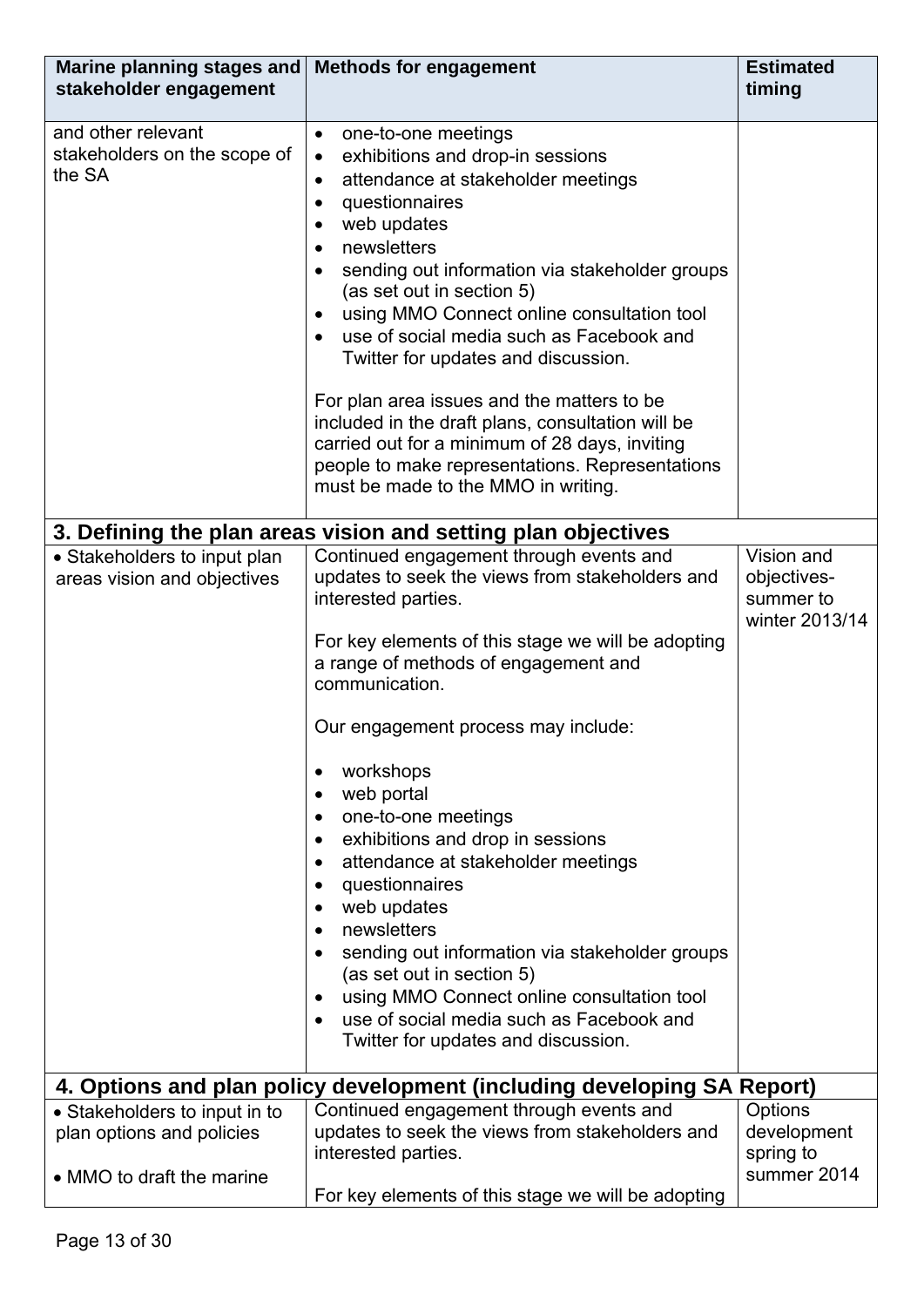| Marine planning stages and stakeholder engagement | Methods for engagement | Estimated timing |
|---|---|---|
| and other relevant stakeholders on the scope of the SA | • one-to-one meetings<br>• exhibitions and drop-in sessions<br>• attendance at stakeholder meetings<br>• questionnaires<br>• web updates<br>• newsletters<br>• sending out information via stakeholder groups (as set out in section 5)<br>• using MMO Connect online consultation tool<br>• use of social media such as Facebook and Twitter for updates and discussion.<br><br>For plan area issues and the matters to be included in the draft plans, consultation will be carried out for a minimum of 28 days, inviting people to make representations. Representations must be made to the MMO in writing. | |
| **3. Defining the plan areas vision and setting plan objectives** | | |
| • Stakeholders to input plan areas vision and objectives | Continued engagement through events and updates to seek the views from stakeholders and interested parties.<br><br>For key elements of this stage we will be adopting a range of methods of engagement and communication.<br><br>Our engagement process may include:<br><br>• workshops<br>• web portal<br>• one-to-one meetings<br>• exhibitions and drop in sessions<br>• attendance at stakeholder meetings<br>• questionnaires<br>• web updates<br>• newsletters<br>• sending out information via stakeholder groups (as set out in section 5)<br>• using MMO Connect online consultation tool<br>• use of social media such as Facebook and Twitter for updates and discussion. | Vision and objectives- summer to winter 2013/14 |
| **4. Options and plan policy development (including developing SA Report)** | | |
| • Stakeholders to input in to plan options and policies<br><br>• MMO to draft the marine | Continued engagement through events and updates to seek the views from stakeholders and interested parties.<br><br>For key elements of this stage we will be adopting | Options development spring to summer 2014 |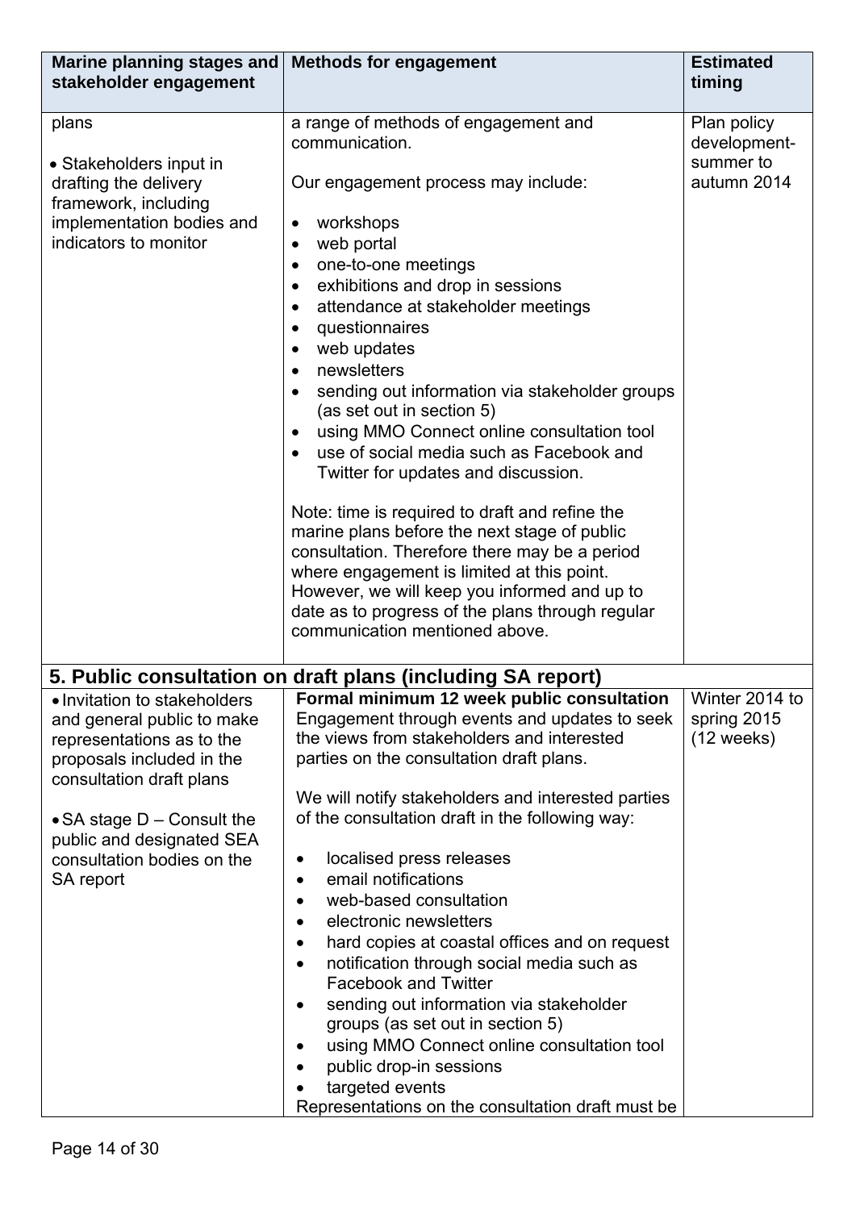| Marine planning stages and stakeholder engagement | Methods for engagement | Estimated timing |
|---|---|---|
| plans<br><br>• Stakeholders input in drafting the delivery framework, including implementation bodies and indicators to monitor | a range of methods of engagement and communication.<br><br>Our engagement process may include:<br><br>• workshops<br>• web portal<br>• one-to-one meetings<br>• exhibitions and drop in sessions<br>• attendance at stakeholder meetings<br>• questionnaires<br>• web updates<br>• newsletters<br>• sending out information via stakeholder groups (as set out in section 5)<br>• using MMO Connect online consultation tool<br>• use of social media such as Facebook and Twitter for updates and discussion.<br><br>Note: time is required to draft and refine the marine plans before the next stage of public consultation. Therefore there may be a period where engagement is limited at this point. However, we will keep you informed and up to date as to progress of the plans through regular communication mentioned above. | Plan policy development- summer to autumn 2014 |
| **5. Public consultation on draft plans (including SA report)** | | |
| • Invitation to stakeholders and general public to make representations as to the proposals included in the consultation draft plans<br><br>• SA stage D – Consult the public and designated SEA consultation bodies on the SA report | **Formal minimum 12 week public consultation**<br>Engagement through events and updates to seek the views from stakeholders and interested parties on the consultation draft plans.<br><br>We will notify stakeholders and interested parties of the consultation draft in the following way:<br><br>• localised press releases<br>• email notifications<br>• web-based consultation<br>• electronic newsletters<br>• hard copies at coastal offices and on request<br>• notification through social media such as Facebook and Twitter<br>• sending out information via stakeholder groups (as set out in section 5)<br>• using MMO Connect online consultation tool<br>• public drop-in sessions<br>• targeted events<br>Representations on the consultation draft must be | Winter 2014 to spring 2015 (12 weeks) |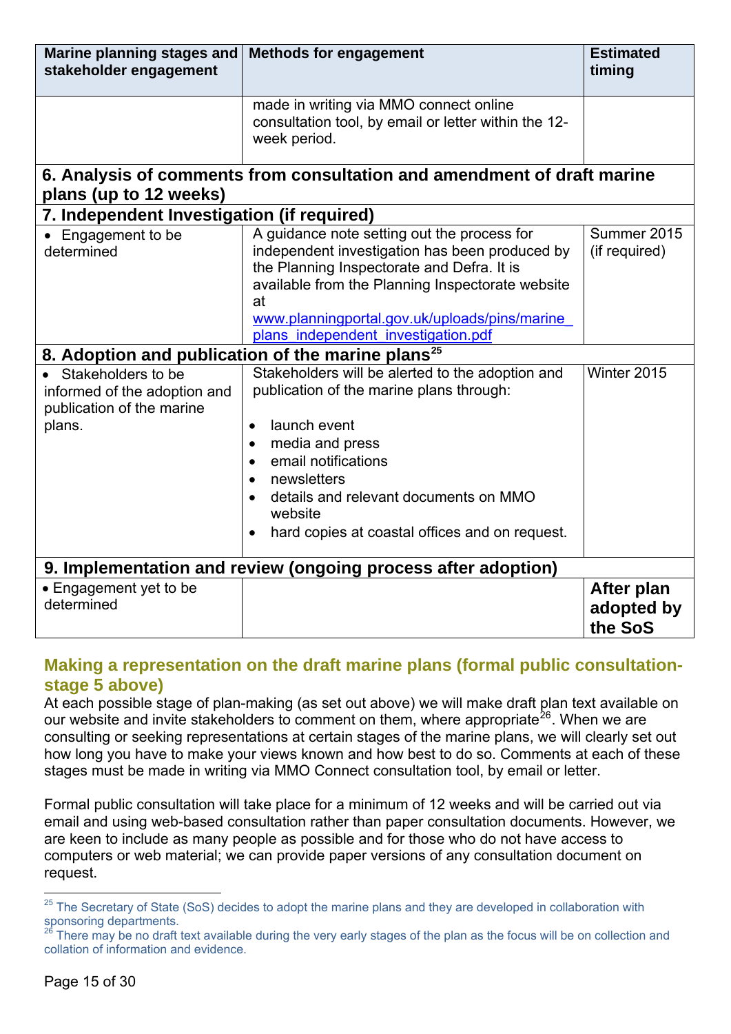| Marine planning stages and stakeholder engagement | Methods for engagement | Estimated timing |
|---|---|---|
| | made in writing via MMO connect online consultation tool, by email or letter within the 12-week period. | |
| **6. Analysis of comments from consultation and amendment of draft marine plans (up to 12 weeks)** | | |
| **7. Independent Investigation (if required)** | | |
| • Engagement to be determined | A guidance note setting out the process for independent investigation has been produced by the Planning Inspectorate and Defra. It is available from the Planning Inspectorate website at www.planningportal.gov.uk/uploads/pins/marine_plans_independent_investigation.pdf | Summer 2015 (if required) |
| **8. Adoption and publication of the marine plans[25]** | | |
| • Stakeholders to be informed of the adoption and publication of the marine plans. | Stakeholders will be alerted to the adoption and publication of the marine plans through:<br><br>• launch event<br>• media and press<br>• email notifications<br>• newsletters<br>• details and relevant documents on MMO website<br>• hard copies at coastal offices and on request. | Winter 2015 |
| **9. Implementation and review (ongoing process after adoption)** | | |
| • Engagement yet to be determined | | **After plan adopted by the SoS** |

## Making a representation on the draft marine plans (formal public consultation-stage 5 above)

At each possible stage of plan-making (as set out above) we will make draft plan text available on our website and invite stakeholders to comment on them, where appropriate[26]. When we are consulting or seeking representations at certain stages of the marine plans, we will clearly set out how long you have to make your views known and how best to do so. Comments at each of these stages must be made in writing via MMO Connect consultation tool, by email or letter.

Formal public consultation will take place for a minimum of 12 weeks and will be carried out via email and using web-based consultation rather than paper consultation documents. However, we are keen to include as many people as possible and for those who do not have access to computers or web material; we can provide paper versions of any consultation document on request.

---

[25] The Secretary of State (SoS) decides to adopt the marine plans and they are developed in collaboration with sponsoring departments.

[26] There may be no draft text available during the very early stages of the plan as the focus will be on collection and collation of information and evidence.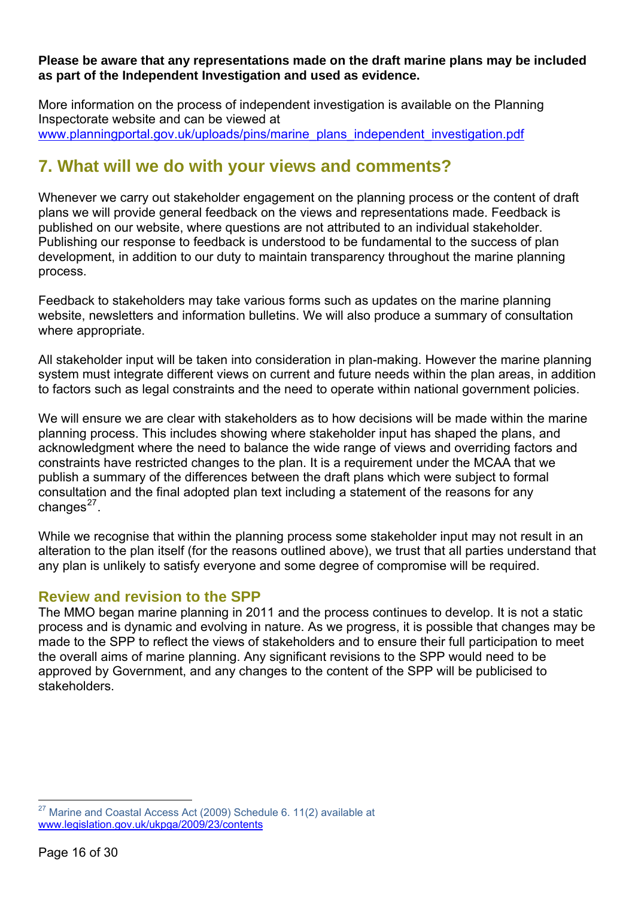**Please be aware that any representations made on the draft marine plans may be included as part of the Independent Investigation and used as evidence.**

More information on the process of independent investigation is available on the Planning Inspectorate website and can be viewed at www.planningportal.gov.uk/uploads/pins/marine_plans_independent_investigation.pdf

## 7. What will we do with your views and comments?

Whenever we carry out stakeholder engagement on the planning process or the content of draft plans we will provide general feedback on the views and representations made. Feedback is published on our website, where questions are not attributed to an individual stakeholder. Publishing our response to feedback is understood to be fundamental to the success of plan development, in addition to our duty to maintain transparency throughout the marine planning process.

Feedback to stakeholders may take various forms such as updates on the marine planning website, newsletters and information bulletins. We will also produce a summary of consultation where appropriate.

All stakeholder input will be taken into consideration in plan-making. However the marine planning system must integrate different views on current and future needs within the plan areas, in addition to factors such as legal constraints and the need to operate within national government policies.

We will ensure we are clear with stakeholders as to how decisions will be made within the marine planning process. This includes showing where stakeholder input has shaped the plans, and acknowledgment where the need to balance the wide range of views and overriding factors and constraints have restricted changes to the plan. It is a requirement under the MCAA that we publish a summary of the differences between the draft plans which were subject to formal consultation and the final adopted plan text including a statement of the reasons for any changes[27].

While we recognise that within the planning process some stakeholder input may not result in an alteration to the plan itself (for the reasons outlined above), we trust that all parties understand that any plan is unlikely to satisfy everyone and some degree of compromise will be required.

### Review and revision to the SPP

The MMO began marine planning in 2011 and the process continues to develop. It is not a static process and is dynamic and evolving in nature. As we progress, it is possible that changes may be made to the SPP to reflect the views of stakeholders and to ensure their full participation to meet the overall aims of marine planning. Any significant revisions to the SPP would need to be approved by Government, and any changes to the content of the SPP will be publicised to stakeholders.

[27] Marine and Coastal Access Act (2009) Schedule 6. 11(2) available at www.legislation.gov.uk/ukpga/2009/23/contents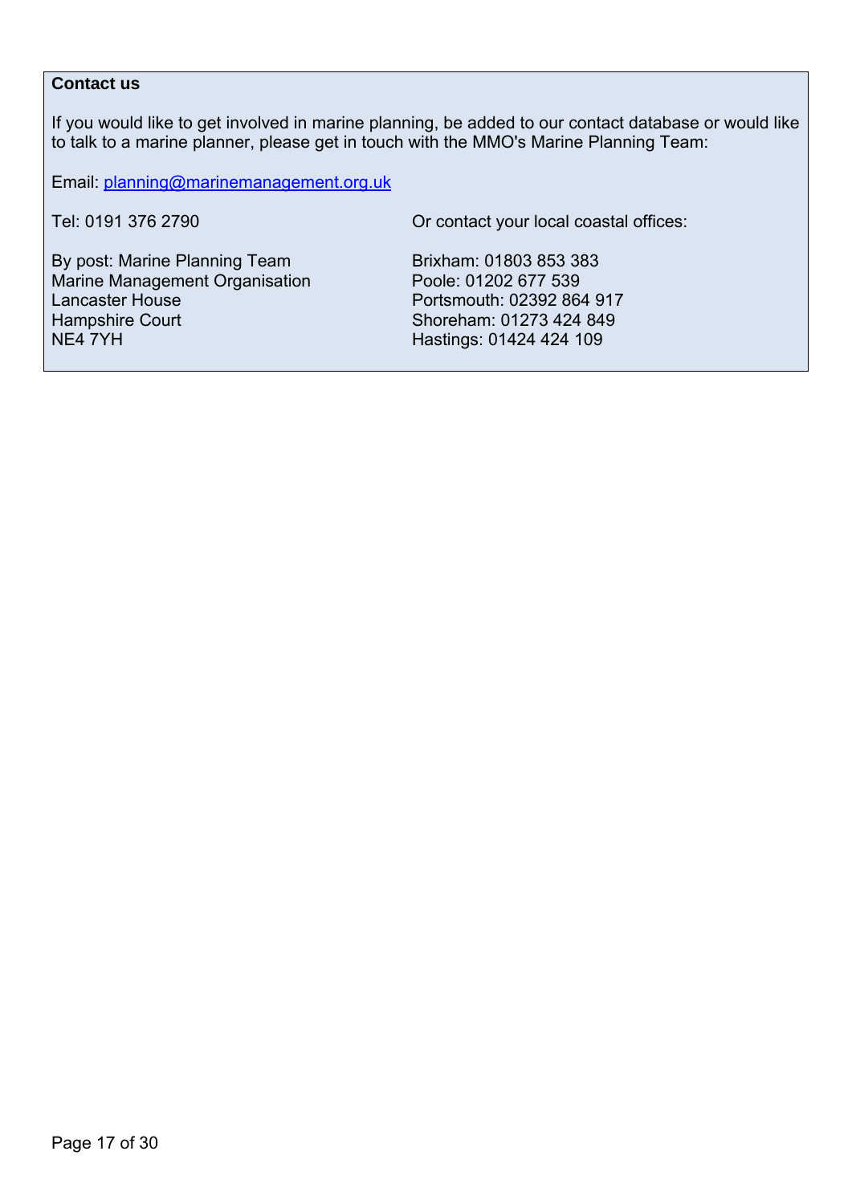**Contact us**

If you would like to get involved in marine planning, be added to our contact database or would like to talk to a marine planner, please get in touch with the MMO's Marine Planning Team:

Email: [planning@marinemanagement.org.uk](mailto:planning@marinemanagement.org.uk)

Tel: 0191 376 2790

By post: Marine Planning Team
Marine Management Organisation
Lancaster House
Hampshire Court
NE4 7YH

Or contact your local coastal offices:

Brixham: 01803 853 383
Poole: 01202 677 539
Portsmouth: 02392 864 917
Shoreham: 01273 424 849
Hastings: 01424 424 109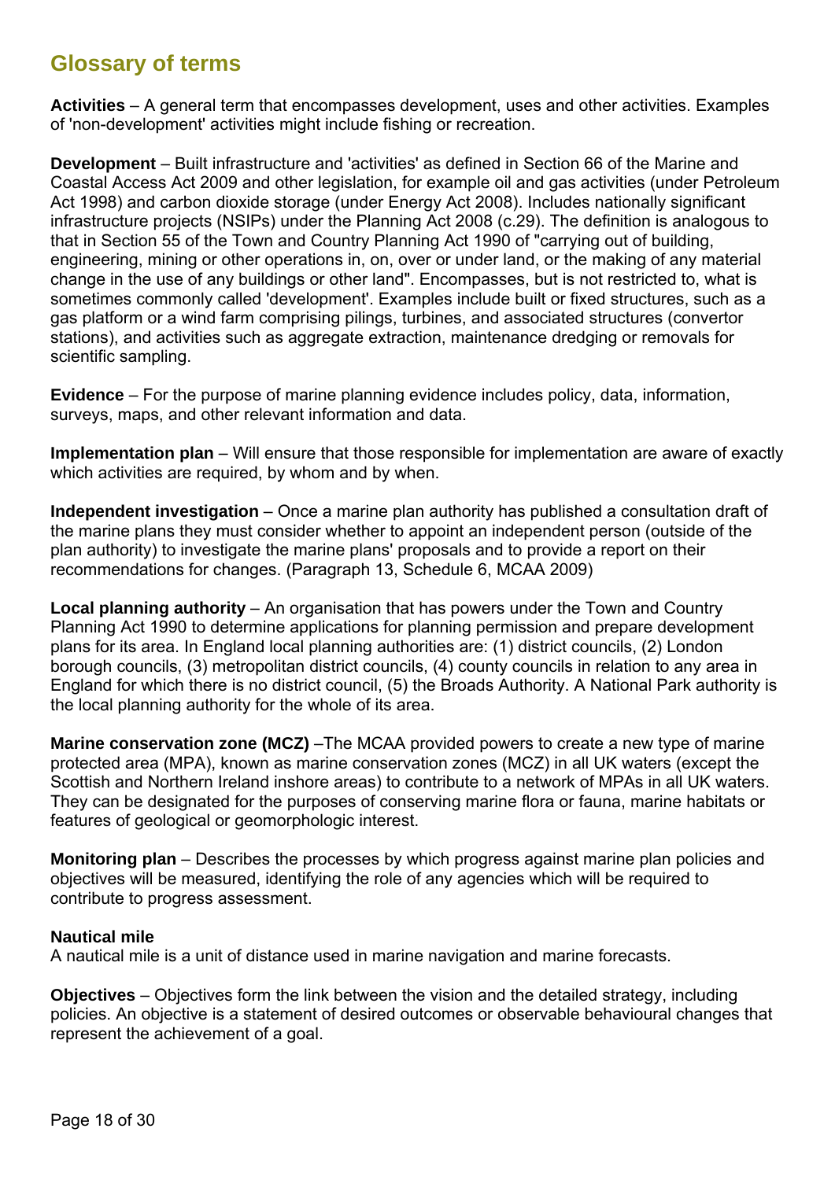## Glossary of terms

**Activities** – A general term that encompasses development, uses and other activities. Examples of 'non-development' activities might include fishing or recreation.

**Development** – Built infrastructure and 'activities' as defined in Section 66 of the Marine and Coastal Access Act 2009 and other legislation, for example oil and gas activities (under Petroleum Act 1998) and carbon dioxide storage (under Energy Act 2008). Includes nationally significant infrastructure projects (NSIPs) under the Planning Act 2008 (c.29). The definition is analogous to that in Section 55 of the Town and Country Planning Act 1990 of "carrying out of building, engineering, mining or other operations in, on, over or under land, or the making of any material change in the use of any buildings or other land". Encompasses, but is not restricted to, what is sometimes commonly called 'development'. Examples include built or fixed structures, such as a gas platform or a wind farm comprising pilings, turbines, and associated structures (convertor stations), and activities such as aggregate extraction, maintenance dredging or removals for scientific sampling.

**Evidence** – For the purpose of marine planning evidence includes policy, data, information, surveys, maps, and other relevant information and data.

**Implementation plan** – Will ensure that those responsible for implementation are aware of exactly which activities are required, by whom and by when.

**Independent investigation** – Once a marine plan authority has published a consultation draft of the marine plans they must consider whether to appoint an independent person (outside of the plan authority) to investigate the marine plans' proposals and to provide a report on their recommendations for changes. (Paragraph 13, Schedule 6, MCAA 2009)

**Local planning authority** – An organisation that has powers under the Town and Country Planning Act 1990 to determine applications for planning permission and prepare development plans for its area. In England local planning authorities are: (1) district councils, (2) London borough councils, (3) metropolitan district councils, (4) county councils in relation to any area in England for which there is no district council, (5) the Broads Authority. A National Park authority is the local planning authority for the whole of its area.

**Marine conservation zone (MCZ)** –The MCAA provided powers to create a new type of marine protected area (MPA), known as marine conservation zones (MCZ) in all UK waters (except the Scottish and Northern Ireland inshore areas) to contribute to a network of MPAs in all UK waters. They can be designated for the purposes of conserving marine flora or fauna, marine habitats or features of geological or geomorphologic interest.

**Monitoring plan** – Describes the processes by which progress against marine plan policies and objectives will be measured, identifying the role of any agencies which will be required to contribute to progress assessment.

**Nautical mile**
A nautical mile is a unit of distance used in marine navigation and marine forecasts.

**Objectives** – Objectives form the link between the vision and the detailed strategy, including policies. An objective is a statement of desired outcomes or observable behavioural changes that represent the achievement of a goal.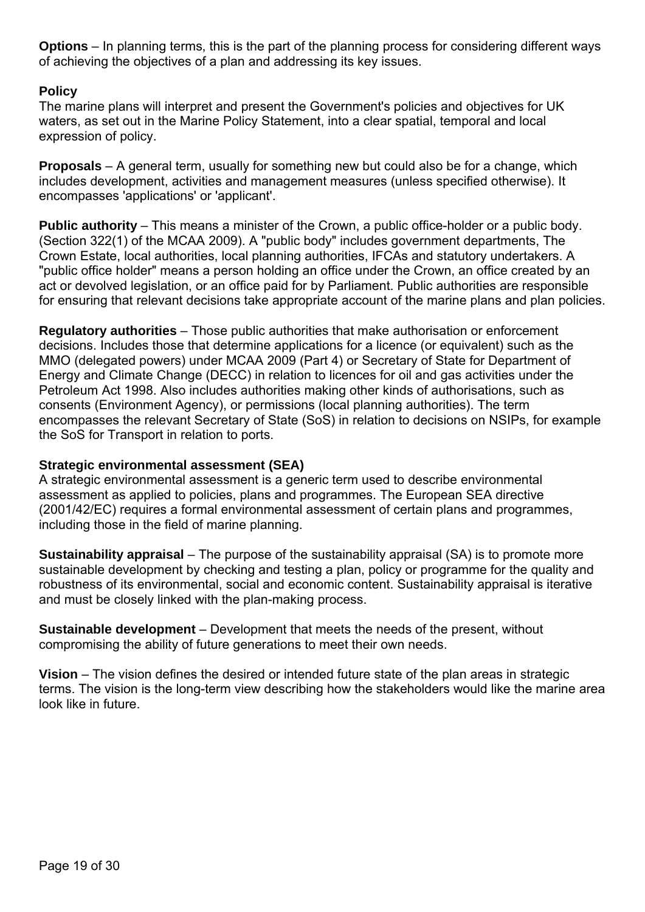**Options** – In planning terms, this is the part of the planning process for considering different ways of achieving the objectives of a plan and addressing its key issues.

**Policy**
The marine plans will interpret and present the Government's policies and objectives for UK waters, as set out in the Marine Policy Statement, into a clear spatial, temporal and local expression of policy.

**Proposals** – A general term, usually for something new but could also be for a change, which includes development, activities and management measures (unless specified otherwise). It encompasses 'applications' or 'applicant'.

**Public authority** – This means a minister of the Crown, a public office-holder or a public body. (Section 322(1) of the MCAA 2009). A "public body" includes government departments, The Crown Estate, local authorities, local planning authorities, IFCAs and statutory undertakers. A "public office holder" means a person holding an office under the Crown, an office created by an act or devolved legislation, or an office paid for by Parliament. Public authorities are responsible for ensuring that relevant decisions take appropriate account of the marine plans and plan policies.

**Regulatory authorities** – Those public authorities that make authorisation or enforcement decisions. Includes those that determine applications for a licence (or equivalent) such as the MMO (delegated powers) under MCAA 2009 (Part 4) or Secretary of State for Department of Energy and Climate Change (DECC) in relation to licences for oil and gas activities under the Petroleum Act 1998. Also includes authorities making other kinds of authorisations, such as consents (Environment Agency), or permissions (local planning authorities). The term encompasses the relevant Secretary of State (SoS) in relation to decisions on NSIPs, for example the SoS for Transport in relation to ports.

**Strategic environmental assessment (SEA)**
A strategic environmental assessment is a generic term used to describe environmental assessment as applied to policies, plans and programmes. The European SEA directive (2001/42/EC) requires a formal environmental assessment of certain plans and programmes, including those in the field of marine planning.

**Sustainability appraisal** – The purpose of the sustainability appraisal (SA) is to promote more sustainable development by checking and testing a plan, policy or programme for the quality and robustness of its environmental, social and economic content. Sustainability appraisal is iterative and must be closely linked with the plan-making process.

**Sustainable development** – Development that meets the needs of the present, without compromising the ability of future generations to meet their own needs.

**Vision** – The vision defines the desired or intended future state of the plan areas in strategic terms. The vision is the long-term view describing how the stakeholders would like the marine area look like in future.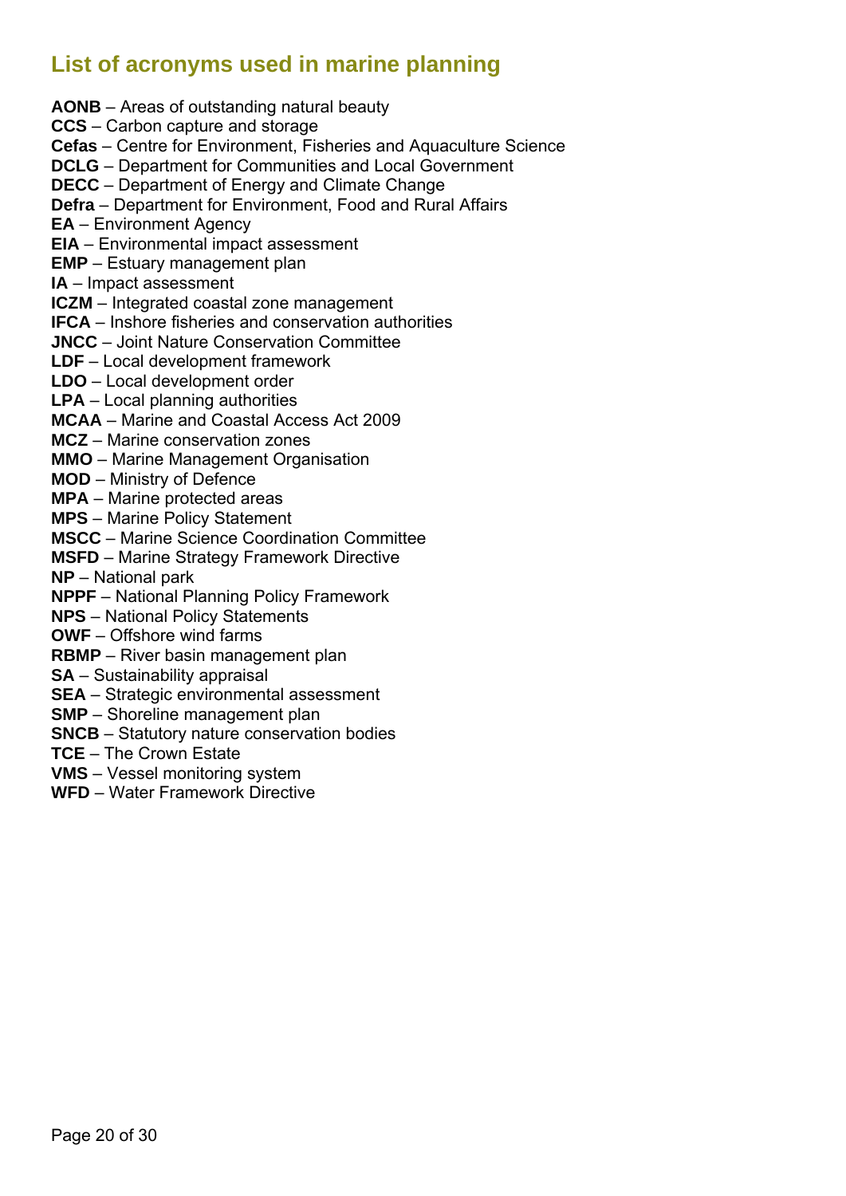## List of acronyms used in marine planning

**AONB** – Areas of outstanding natural beauty
**CCS** – Carbon capture and storage
**Cefas** – Centre for Environment, Fisheries and Aquaculture Science
**DCLG** – Department for Communities and Local Government
**DECC** – Department of Energy and Climate Change
**Defra** – Department for Environment, Food and Rural Affairs
**EA** – Environment Agency
**EIA** – Environmental impact assessment
**EMP** – Estuary management plan
**IA** – Impact assessment
**ICZM** – Integrated coastal zone management
**IFCA** – Inshore fisheries and conservation authorities
**JNCC** – Joint Nature Conservation Committee
**LDF** – Local development framework
**LDO** – Local development order
**LPA** – Local planning authorities
**MCAA** – Marine and Coastal Access Act 2009
**MCZ** – Marine conservation zones
**MMO** – Marine Management Organisation
**MOD** – Ministry of Defence
**MPA** – Marine protected areas
**MPS** – Marine Policy Statement
**MSCC** – Marine Science Coordination Committee
**MSFD** – Marine Strategy Framework Directive
**NP** – National park
**NPPF** – National Planning Policy Framework
**NPS** – National Policy Statements
**OWF** – Offshore wind farms
**RBMP** – River basin management plan
**SA** – Sustainability appraisal
**SEA** – Strategic environmental assessment
**SMP** – Shoreline management plan
**SNCB** – Statutory nature conservation bodies
**TCE** – The Crown Estate
**VMS** – Vessel monitoring system
**WFD** – Water Framework Directive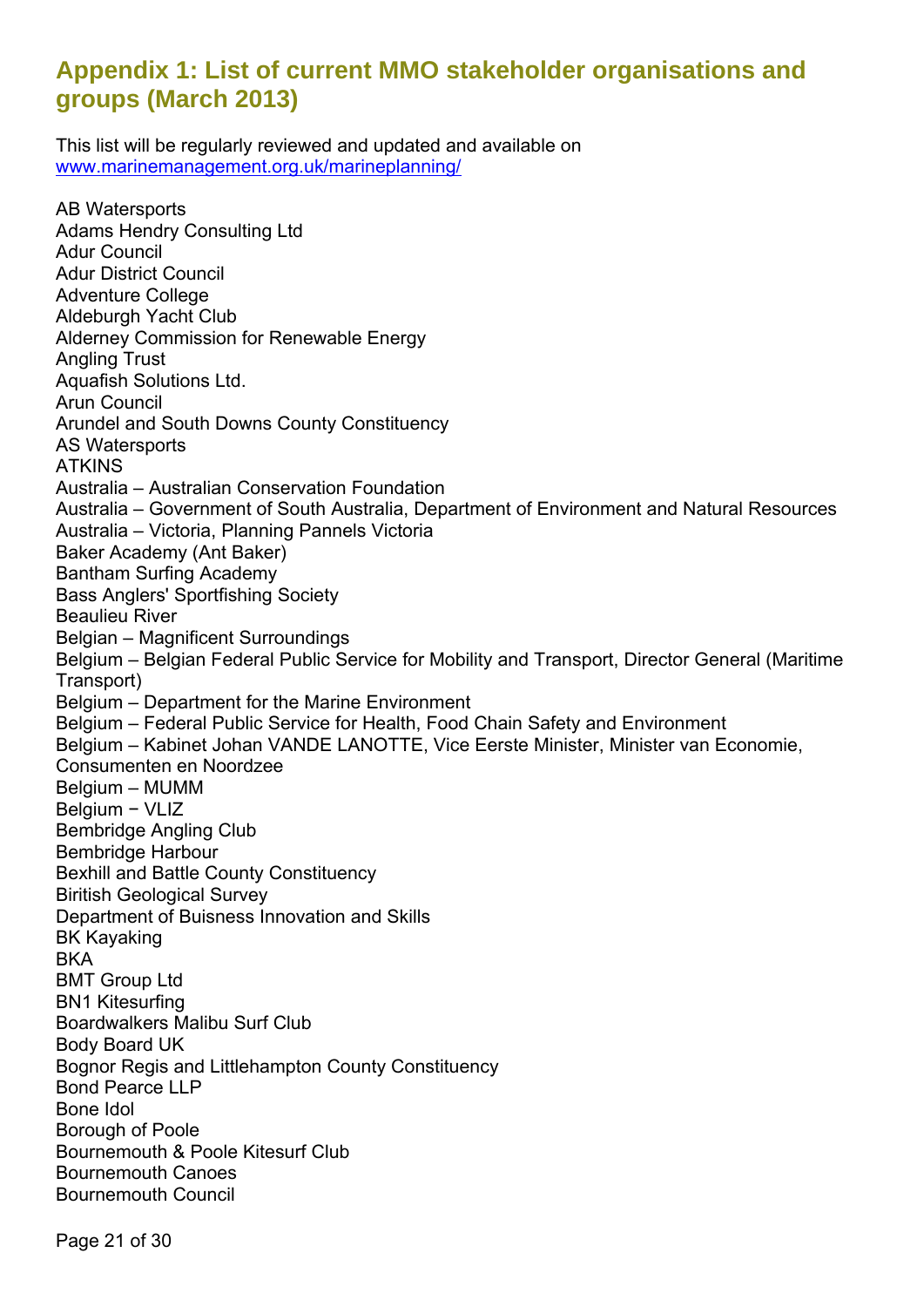## Appendix 1: List of current MMO stakeholder organisations and groups (March 2013)

This list will be regularly reviewed and updated and available on www.marinemanagement.org.uk/marineplanning/

AB Watersports
Adams Hendry Consulting Ltd
Adur Council
Adur District Council
Adventure College
Aldeburgh Yacht Club
Alderney Commission for Renewable Energy
Angling Trust
Aquafish Solutions Ltd.
Arun Council
Arundel and South Downs County Constituency
AS Watersports
ATKINS
Australia – Australian Conservation Foundation
Australia – Government of South Australia, Department of Environment and Natural Resources
Australia – Victoria, Planning Pannels Victoria
Baker Academy (Ant Baker)
Bantham Surfing Academy
Bass Anglers' Sportfishing Society
Beaulieu River
Belgian – Magnificent Surroundings
Belgium – Belgian Federal Public Service for Mobility and Transport, Director General (Maritime Transport)
Belgium – Department for the Marine Environment
Belgium – Federal Public Service for Health, Food Chain Safety and Environment
Belgium – Kabinet Johan VANDE LANOTTE, Vice Eerste Minister, Minister van Economie, Consumenten en Noordzee
Belgium – MUMM
Belgium − VLIZ
Bembridge Angling Club
Bembridge Harbour
Bexhill and Battle County Constituency
Biritish Geological Survey
Department of Buisness Innovation and Skills
BK Kayaking
BKA
BMT Group Ltd
BN1 Kitesurfing
Boardwalkers Malibu Surf Club
Body Board UK
Bognor Regis and Littlehampton County Constituency
Bond Pearce LLP
Bone Idol
Borough of Poole
Bournemouth & Poole Kitesurf Club
Bournemouth Canoes
Bournemouth Council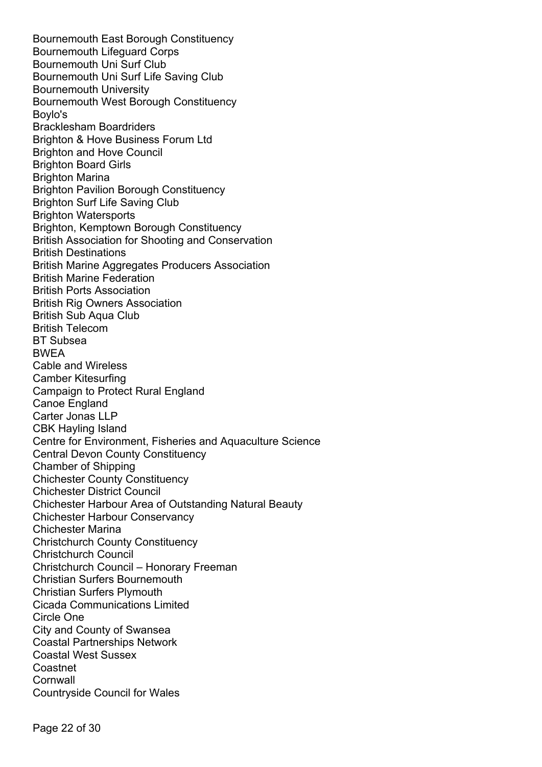Bournemouth East Borough Constituency
Bournemouth Lifeguard Corps
Bournemouth Uni Surf Club
Bournemouth Uni Surf Life Saving Club
Bournemouth University
Bournemouth West Borough Constituency
Boylo's
Bracklesham Boardriders
Brighton & Hove Business Forum Ltd
Brighton and Hove Council
Brighton Board Girls
Brighton Marina
Brighton Pavilion Borough Constituency
Brighton Surf Life Saving Club
Brighton Watersports
Brighton, Kemptown Borough Constituency
British Association for Shooting and Conservation
British Destinations
British Marine Aggregates Producers Association
British Marine Federation
British Ports Association
British Rig Owners Association
British Sub Aqua Club
British Telecom
BT Subsea
BWEA
Cable and Wireless
Camber Kitesurfing
Campaign to Protect Rural England
Canoe England
Carter Jonas LLP
CBK Hayling Island
Centre for Environment, Fisheries and Aquaculture Science
Central Devon County Constituency
Chamber of Shipping
Chichester County Constituency
Chichester District Council
Chichester Harbour Area of Outstanding Natural Beauty
Chichester Harbour Conservancy
Chichester Marina
Christchurch County Constituency
Christchurch Council
Christchurch Council – Honorary Freeman
Christian Surfers Bournemouth
Christian Surfers Plymouth
Cicada Communications Limited
Circle One
City and County of Swansea
Coastal Partnerships Network
Coastal West Sussex
Coastnet
Cornwall
Countryside Council for Wales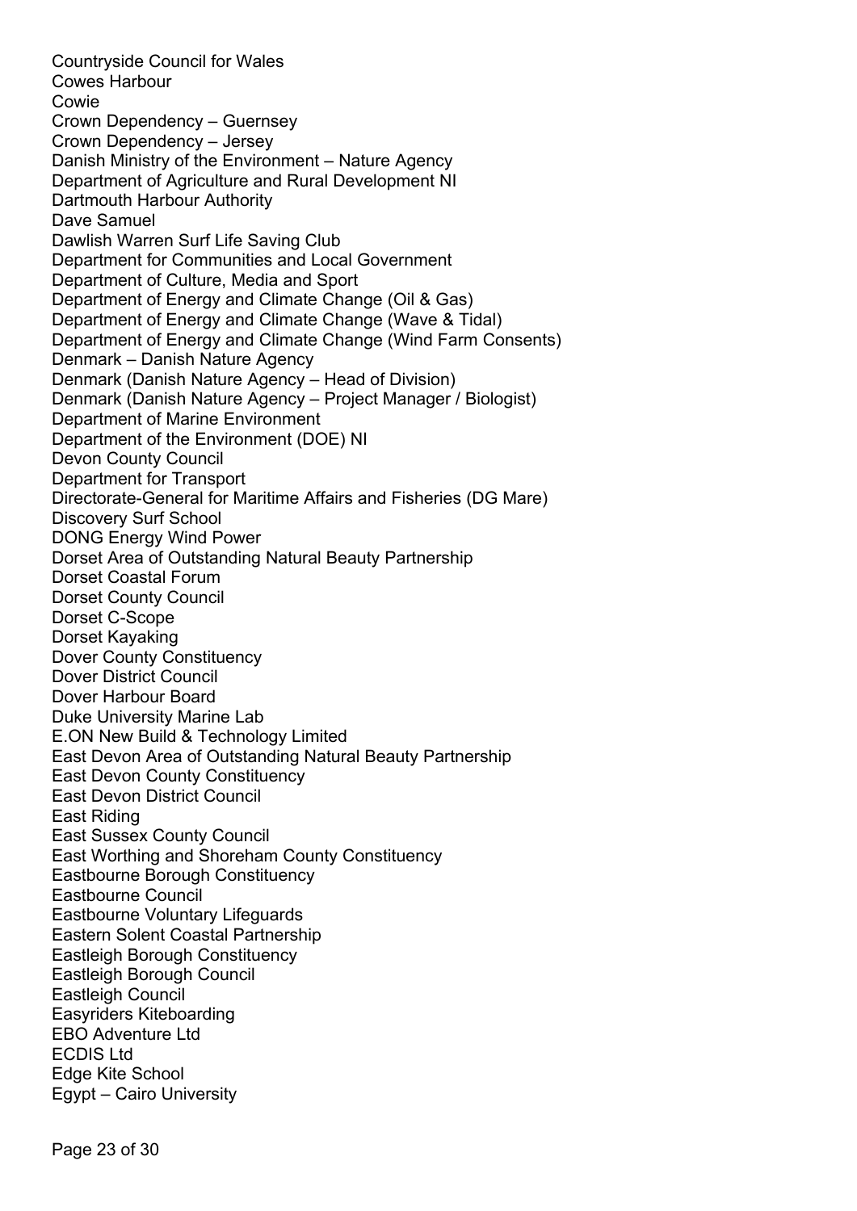Countryside Council for Wales
Cowes Harbour
Cowie
Crown Dependency – Guernsey
Crown Dependency – Jersey
Danish Ministry of the Environment – Nature Agency
Department of Agriculture and Rural Development NI
Dartmouth Harbour Authority
Dave Samuel
Dawlish Warren Surf Life Saving Club
Department for Communities and Local Government
Department of Culture, Media and Sport
Department of Energy and Climate Change (Oil & Gas)
Department of Energy and Climate Change (Wave & Tidal)
Department of Energy and Climate Change (Wind Farm Consents)
Denmark – Danish Nature Agency
Denmark (Danish Nature Agency – Head of Division)
Denmark (Danish Nature Agency – Project Manager / Biologist)
Department of Marine Environment
Department of the Environment (DOE) NI
Devon County Council
Department for Transport
Directorate-General for Maritime Affairs and Fisheries (DG Mare)
Discovery Surf School
DONG Energy Wind Power
Dorset Area of Outstanding Natural Beauty Partnership
Dorset Coastal Forum
Dorset County Council
Dorset C-Scope
Dorset Kayaking
Dover County Constituency
Dover District Council
Dover Harbour Board
Duke University Marine Lab
E.ON New Build & Technology Limited
East Devon Area of Outstanding Natural Beauty Partnership
East Devon County Constituency
East Devon District Council
East Riding
East Sussex County Council
East Worthing and Shoreham County Constituency
Eastbourne Borough Constituency
Eastbourne Council
Eastbourne Voluntary Lifeguards
Eastern Solent Coastal Partnership
Eastleigh Borough Constituency
Eastleigh Borough Council
Eastleigh Council
Easyriders Kiteboarding
EBO Adventure Ltd
ECDIS Ltd
Edge Kite School
Egypt – Cairo University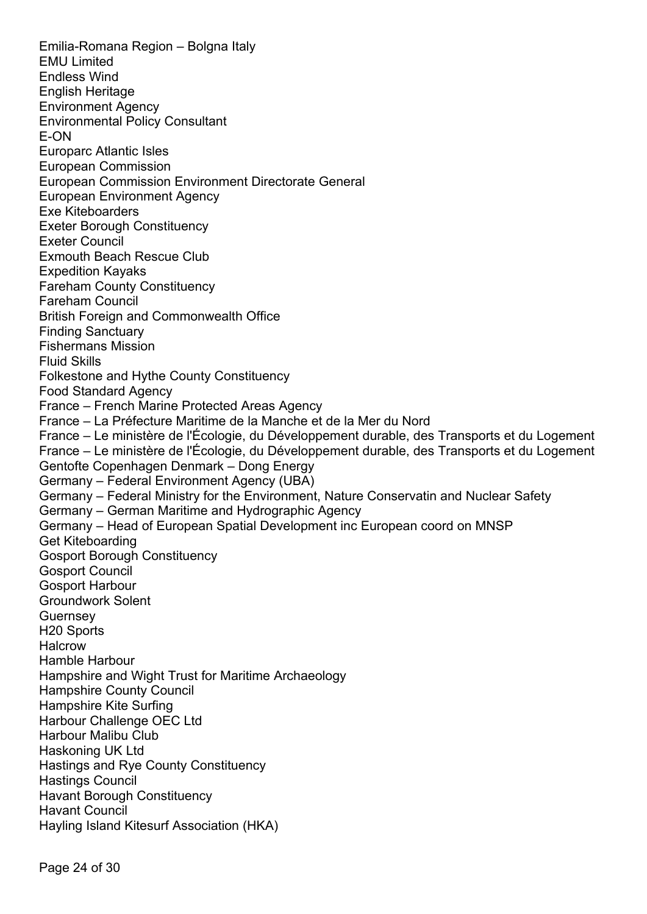Emilia-Romana Region – Bolgna Italy
EMU Limited
Endless Wind
English Heritage
Environment Agency
Environmental Policy Consultant
E-ON
Europarc Atlantic Isles
European Commission
European Commission Environment Directorate General
European Environment Agency
Exe Kiteboarders
Exeter Borough Constituency
Exeter Council
Exmouth Beach Rescue Club
Expedition Kayaks
Fareham County Constituency
Fareham Council
British Foreign and Commonwealth Office
Finding Sanctuary
Fishermans Mission
Fluid Skills
Folkestone and Hythe County Constituency
Food Standard Agency
France – French Marine Protected Areas Agency
France – La Préfecture Maritime de la Manche et de la Mer du Nord
France – Le ministère de l'Écologie, du Développement durable, des Transports et du Logement
France – Le ministère de l'Écologie, du Développement durable, des Transports et du Logement
Gentofte Copenhagen Denmark – Dong Energy
Germany – Federal Environment Agency (UBA)
Germany – Federal Ministry for the Environment, Nature Conservatin and Nuclear Safety
Germany – German Maritime and Hydrographic Agency
Germany – Head of European Spatial Development inc European coord on MNSP
Get Kiteboarding
Gosport Borough Constituency
Gosport Council
Gosport Harbour
Groundwork Solent
Guernsey
H20 Sports
Halcrow
Hamble Harbour
Hampshire and Wight Trust for Maritime Archaeology
Hampshire County Council
Hampshire Kite Surfing
Harbour Challenge OEC Ltd
Harbour Malibu Club
Haskoning UK Ltd
Hastings and Rye County Constituency
Hastings Council
Havant Borough Constituency
Havant Council
Hayling Island Kitesurf Association (HKA)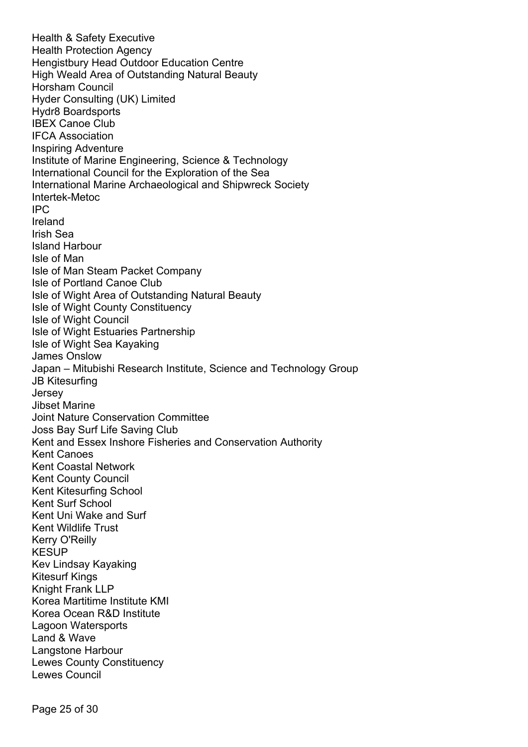Health & Safety Executive
Health Protection Agency
Hengistbury Head Outdoor Education Centre
High Weald Area of Outstanding Natural Beauty
Horsham Council
Hyder Consulting (UK) Limited
Hydr8 Boardsports
IBEX Canoe Club
IFCA Association
Inspiring Adventure
Institute of Marine Engineering, Science & Technology
International Council for the Exploration of the Sea
International Marine Archaeological and Shipwreck Society
Intertek-Metoc
IPC
Ireland
Irish Sea
Island Harbour
Isle of Man
Isle of Man Steam Packet Company
Isle of Portland Canoe Club
Isle of Wight Area of Outstanding Natural Beauty
Isle of Wight County Constituency
Isle of Wight Council
Isle of Wight Estuaries Partnership
Isle of Wight Sea Kayaking
James Onslow
Japan – Mitubishi Research Institute, Science and Technology Group
JB Kitesurfing
Jersey
Jibset Marine
Joint Nature Conservation Committee
Joss Bay Surf Life Saving Club
Kent and Essex Inshore Fisheries and Conservation Authority
Kent Canoes
Kent Coastal Network
Kent County Council
Kent Kitesurfing School
Kent Surf School
Kent Uni Wake and Surf
Kent Wildlife Trust
Kerry O'Reilly
KESUP
Kev Lindsay Kayaking
Kitesurf Kings
Knight Frank LLP
Korea Martitime Institute KMI
Korea Ocean R&D Institute
Lagoon Watersports
Land & Wave
Langstone Harbour
Lewes County Constituency
Lewes Council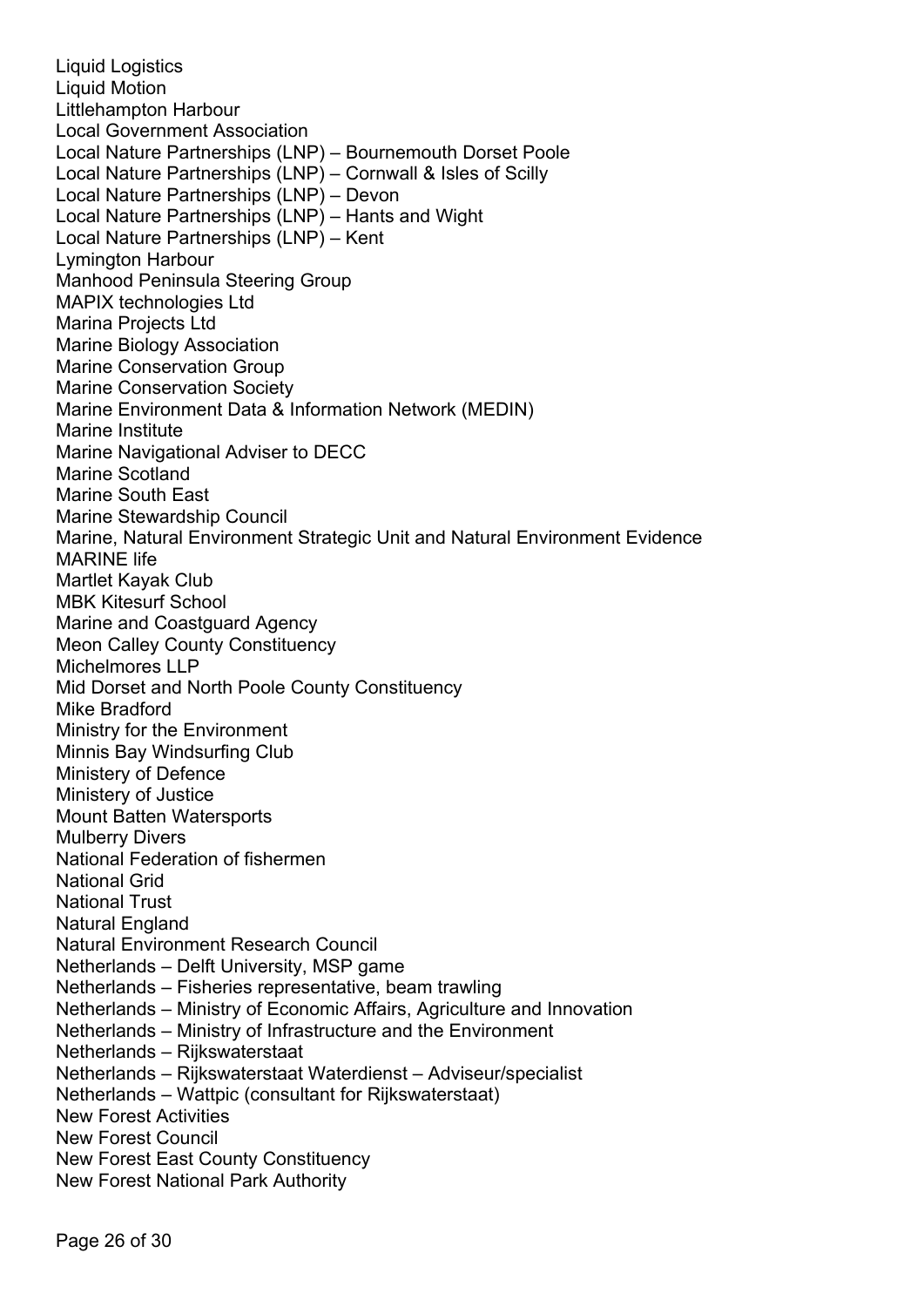Liquid Logistics
Liquid Motion
Littlehampton Harbour
Local Government Association
Local Nature Partnerships (LNP) – Bournemouth Dorset Poole
Local Nature Partnerships (LNP) – Cornwall & Isles of Scilly
Local Nature Partnerships (LNP) – Devon
Local Nature Partnerships (LNP) – Hants and Wight
Local Nature Partnerships (LNP) – Kent
Lymington Harbour
Manhood Peninsula Steering Group
MAPIX technologies Ltd
Marina Projects Ltd
Marine Biology Association
Marine Conservation Group
Marine Conservation Society
Marine Environment Data & Information Network (MEDIN)
Marine Institute
Marine Navigational Adviser to DECC
Marine Scotland
Marine South East
Marine Stewardship Council
Marine, Natural Environment Strategic Unit and Natural Environment Evidence
MARINE life
Martlet Kayak Club
MBK Kitesurf School
Marine and Coastguard Agency
Meon Calley County Constituency
Michelmores LLP
Mid Dorset and North Poole County Constituency
Mike Bradford
Ministry for the Environment
Minnis Bay Windsurfing Club
Ministery of Defence
Ministery of Justice
Mount Batten Watersports
Mulberry Divers
National Federation of fishermen
National Grid
National Trust
Natural England
Natural Environment Research Council
Netherlands – Delft University, MSP game
Netherlands – Fisheries representative, beam trawling
Netherlands – Ministry of Economic Affairs, Agriculture and Innovation
Netherlands – Ministry of Infrastructure and the Environment
Netherlands – Rijkswaterstaat
Netherlands – Rijkswaterstaat Waterdienst – Adviseur/specialist
Netherlands – Wattpic (consultant for Rijkswaterstaat)
New Forest Activities
New Forest Council
New Forest East County Constituency
New Forest National Park Authority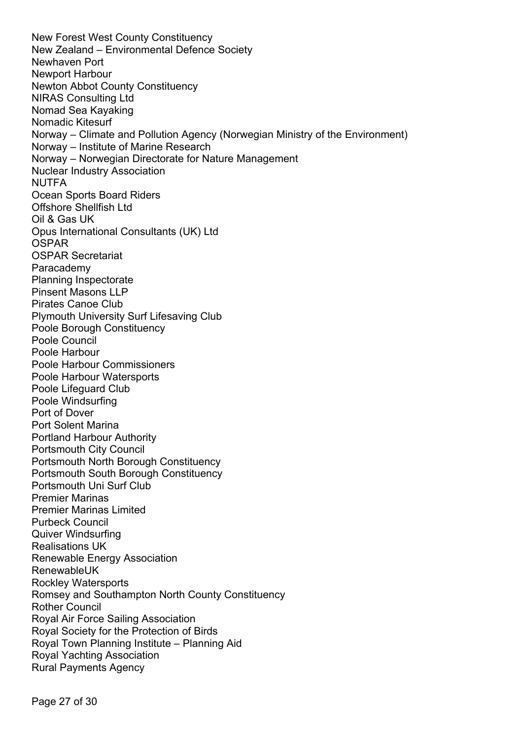New Forest West County Constituency
New Zealand – Environmental Defence Society
Newhaven Port
Newport Harbour
Newton Abbot County Constituency
NIRAS Consulting Ltd
Nomad Sea Kayaking
Nomadic Kitesurf
Norway – Climate and Pollution Agency (Norwegian Ministry of the Environment)
Norway – Institute of Marine Research
Norway – Norwegian Directorate for Nature Management
Nuclear Industry Association
NUTFA
Ocean Sports Board Riders
Offshore Shellfish Ltd
Oil & Gas UK
Opus International Consultants (UK) Ltd
OSPAR
OSPAR Secretariat
Paracademy
Planning Inspectorate
Pinsent Masons LLP
Pirates Canoe Club
Plymouth University Surf Lifesaving Club
Poole Borough Constituency
Poole Council
Poole Harbour
Poole Harbour Commissioners
Poole Harbour Watersports
Poole Lifeguard Club
Poole Windsurfing
Port of Dover
Port Solent Marina
Portland Harbour Authority
Portsmouth City Council
Portsmouth North Borough Constituency
Portsmouth South Borough Constituency
Portsmouth Uni Surf Club
Premier Marinas
Premier Marinas Limited
Purbeck Council
Quiver Windsurfing
Realisations UK
Renewable Energy Association
RenewableUK
Rockley Watersports
Romsey and Southampton North County Constituency
Rother Council
Royal Air Force Sailing Association
Royal Society for the Protection of Birds
Royal Town Planning Institute – Planning Aid
Royal Yachting Association
Rural Payments Agency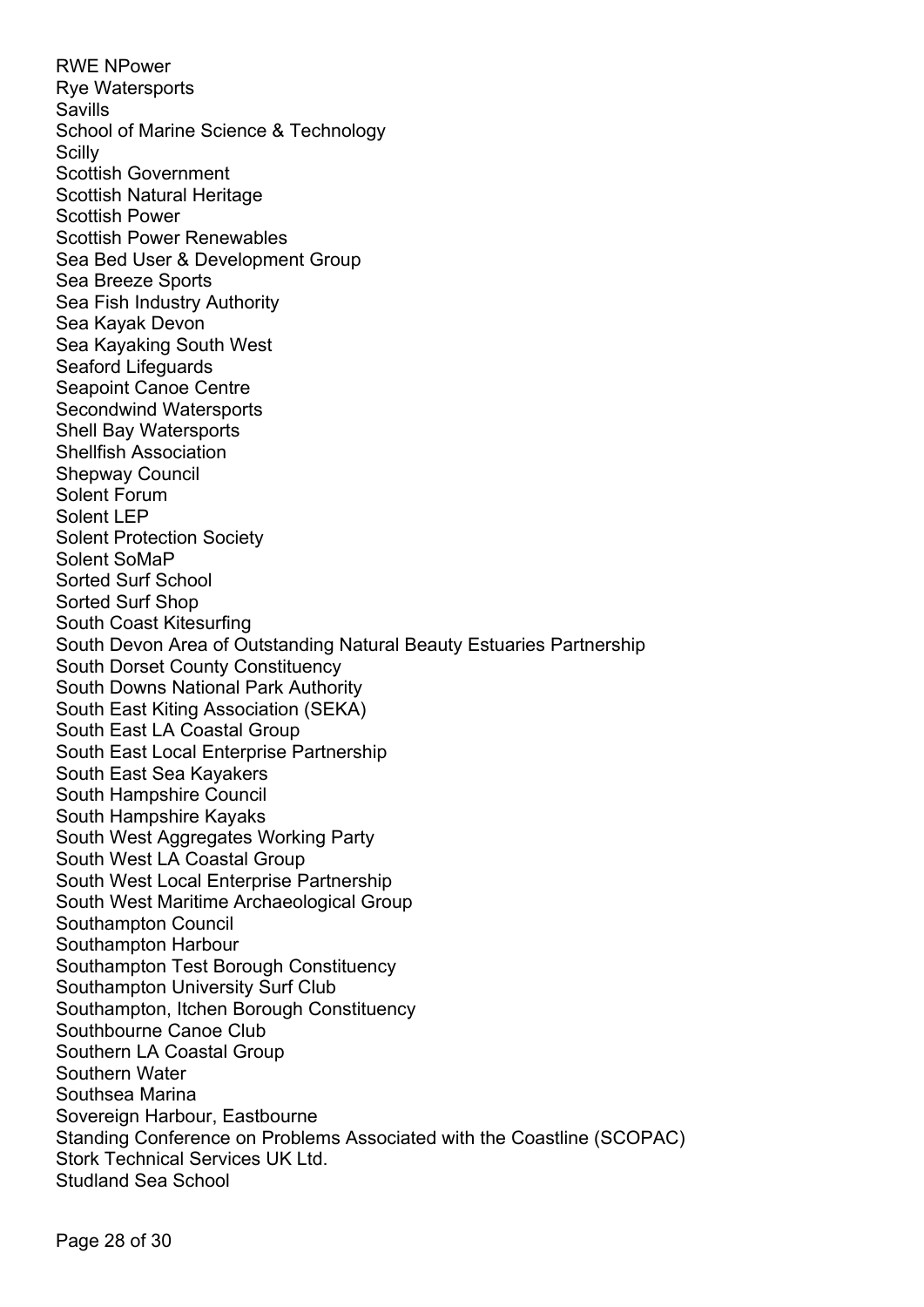RWE NPower
Rye Watersports
Savills
School of Marine Science & Technology
Scilly
Scottish Government
Scottish Natural Heritage
Scottish Power
Scottish Power Renewables
Sea Bed User & Development Group
Sea Breeze Sports
Sea Fish Industry Authority
Sea Kayak Devon
Sea Kayaking South West
Seaford Lifeguards
Seapoint Canoe Centre
Secondwind Watersports
Shell Bay Watersports
Shellfish Association
Shepway Council
Solent Forum
Solent LEP
Solent Protection Society
Solent SoMaP
Sorted Surf School
Sorted Surf Shop
South Coast Kitesurfing
South Devon Area of Outstanding Natural Beauty Estuaries Partnership
South Dorset County Constituency
South Downs National Park Authority
South East Kiting Association (SEKA)
South East LA Coastal Group
South East Local Enterprise Partnership
South East Sea Kayakers
South Hampshire Council
South Hampshire Kayaks
South West Aggregates Working Party
South West LA Coastal Group
South West Local Enterprise Partnership
South West Maritime Archaeological Group
Southampton Council
Southampton Harbour
Southampton Test Borough Constituency
Southampton University Surf Club
Southampton, Itchen Borough Constituency
Southbourne Canoe Club
Southern LA Coastal Group
Southern Water
Southsea Marina
Sovereign Harbour, Eastbourne
Standing Conference on Problems Associated with the Coastline (SCOPAC)
Stork Technical Services UK Ltd.
Studland Sea School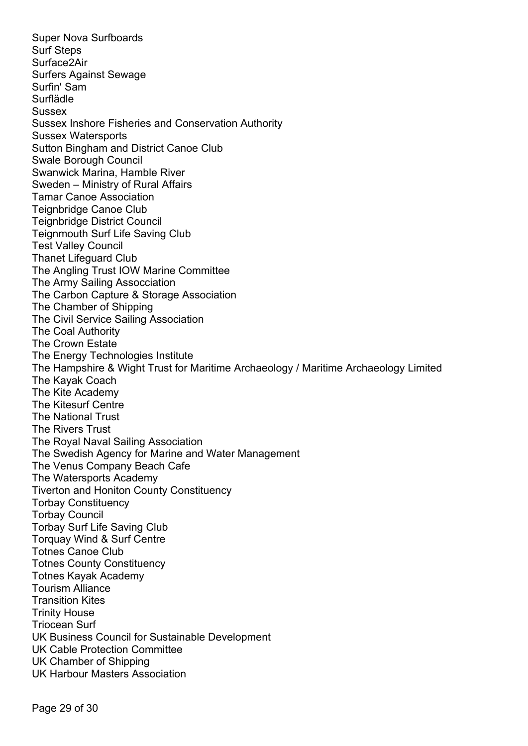Super Nova Surfboards
Surf Steps
Surface2Air
Surfers Against Sewage
Surfin' Sam
Surflädle
Sussex
Sussex Inshore Fisheries and Conservation Authority
Sussex Watersports
Sutton Bingham and District Canoe Club
Swale Borough Council
Swanwick Marina, Hamble River
Sweden – Ministry of Rural Affairs
Tamar Canoe Association
Teignbridge Canoe Club
Teignbridge District Council
Teignmouth Surf Life Saving Club
Test Valley Council
Thanet Lifeguard Club
The Angling Trust IOW Marine Committee
The Army Sailing Assocciation
The Carbon Capture & Storage Association
The Chamber of Shipping
The Civil Service Sailing Association
The Coal Authority
The Crown Estate
The Energy Technologies Institute
The Hampshire & Wight Trust for Maritime Archaeology / Maritime Archaeology Limited
The Kayak Coach
The Kite Academy
The Kitesurf Centre
The National Trust
The Rivers Trust
The Royal Naval Sailing Association
The Swedish Agency for Marine and Water Management
The Venus Company Beach Cafe
The Watersports Academy
Tiverton and Honiton County Constituency
Torbay Constituency
Torbay Council
Torbay Surf Life Saving Club
Torquay Wind & Surf Centre
Totnes Canoe Club
Totnes County Constituency
Totnes Kayak Academy
Tourism Alliance
Transition Kites
Trinity House
Triocean Surf
UK Business Council for Sustainable Development
UK Cable Protection Committee
UK Chamber of Shipping
UK Harbour Masters Association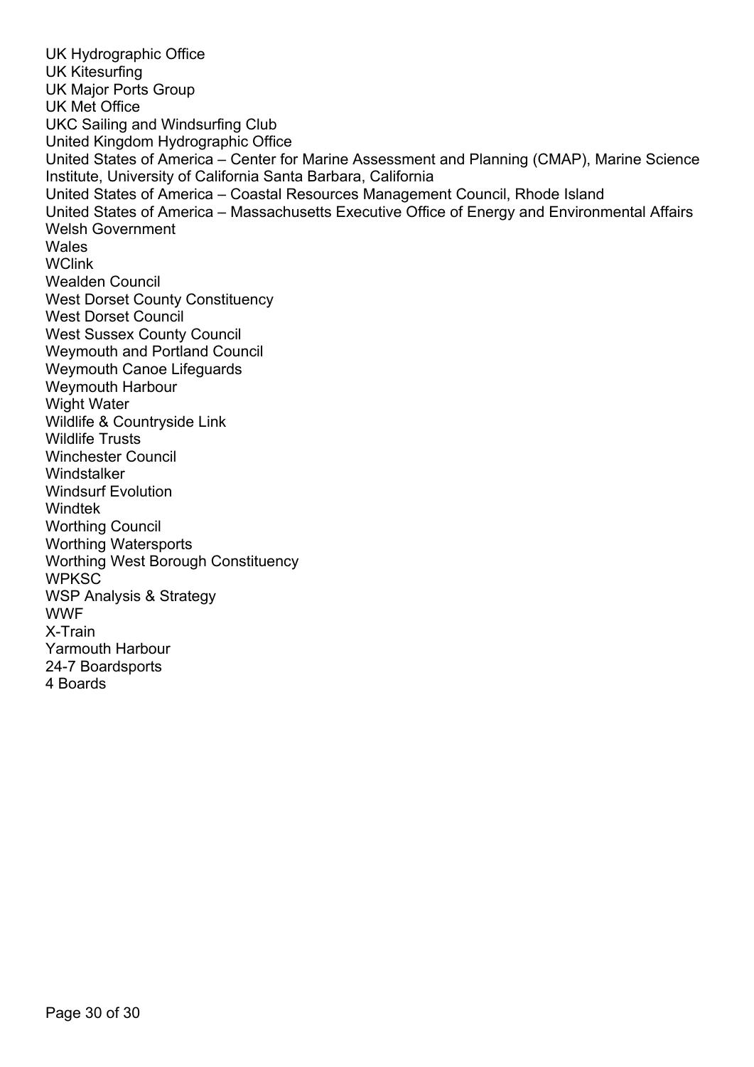UK Hydrographic Office
UK Kitesurfing
UK Major Ports Group
UK Met Office
UKC Sailing and Windsurfing Club
United Kingdom Hydrographic Office
United States of America – Center for Marine Assessment and Planning (CMAP), Marine Science Institute, University of California Santa Barbara, California
United States of America – Coastal Resources Management Council, Rhode Island
United States of America – Massachusetts Executive Office of Energy and Environmental Affairs
Welsh Government
Wales
WClink
Wealden Council
West Dorset County Constituency
West Dorset Council
West Sussex County Council
Weymouth and Portland Council
Weymouth Canoe Lifeguards
Weymouth Harbour
Wight Water
Wildlife & Countryside Link
Wildlife Trusts
Winchester Council
Windstalker
Windsurf Evolution
Windtek
Worthing Council
Worthing Watersports
Worthing West Borough Constituency
WPKSC
WSP Analysis & Strategy
WWF
X-Train
Yarmouth Harbour
24-7 Boardsports
4 Boards